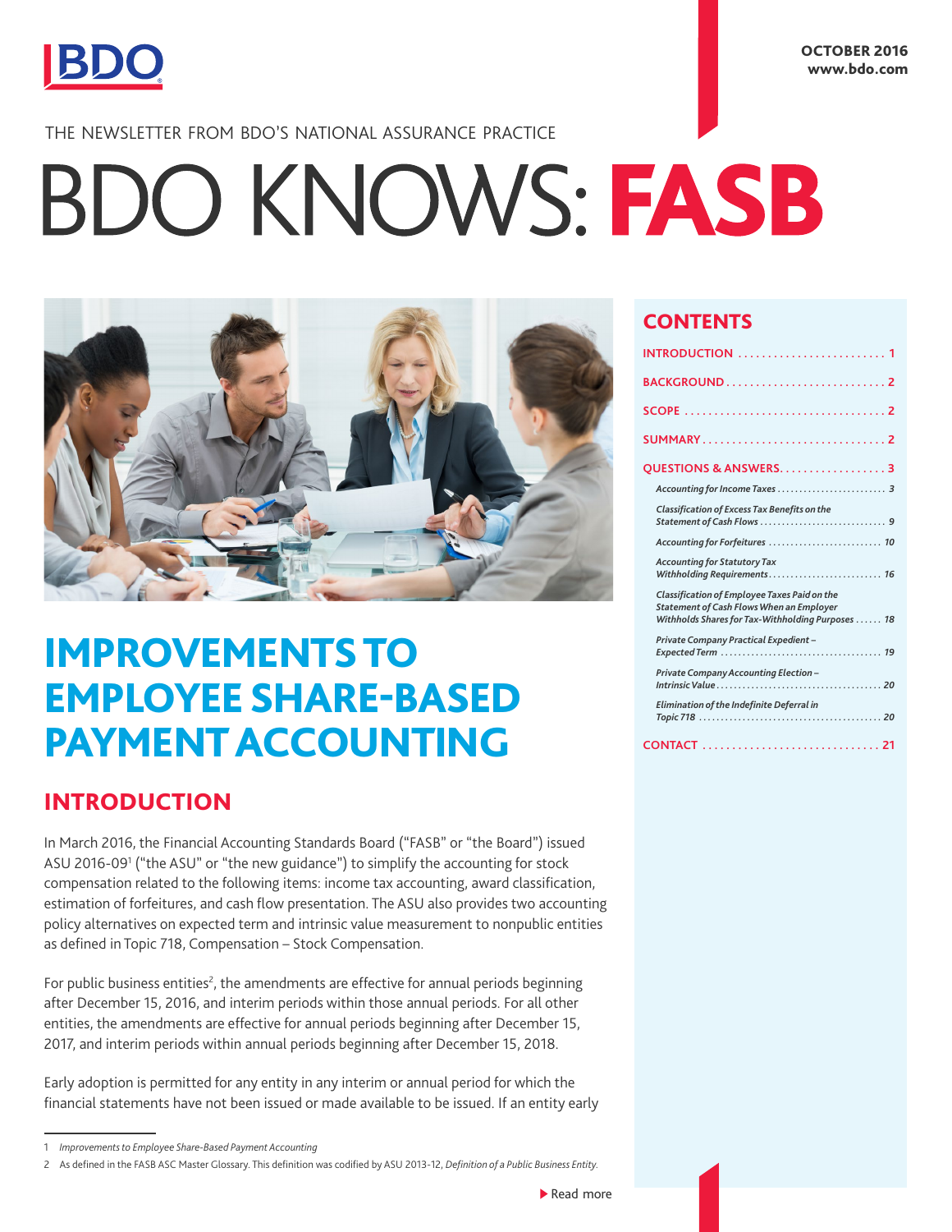OCTOBER 2016
www.bdo.com

THE NEWSLETTER FROM BDO'S NATIONAL ASSURANCE PRACTICE

# BDO KNOWS: FASB

## CONTENTS

- INTRODUCTION ..... 1
- BACKGROUND ..... 2
- SCOPE ..... 2
- SUMMARY ..... 2
- QUESTIONS & ANSWERS ..... 3
  - *Accounting for Income Taxes* ..... 3
  - *Classification of Excess Tax Benefits on the Statement of Cash Flows* ..... 9
  - *Accounting for Forfeitures* ..... 10
  - *Accounting for Statutory Tax Withholding Requirements* ..... 16
  - *Classification of Employee Taxes Paid on the Statement of Cash Flows When an Employer Withholds Shares for Tax-Withholding Purposes* ..... 18
  - *Private Company Practical Expedient – Expected Term* ..... 19
  - *Private Company Accounting Election – Intrinsic Value* ..... 20
  - *Elimination of the Indefinite Deferral in Topic 718* ..... 20
- CONTACT ..... 21

# IMPROVEMENTS TO EMPLOYEE SHARE-BASED PAYMENT ACCOUNTING

## INTRODUCTION

In March 2016, the Financial Accounting Standards Board ("FASB" or "the Board") issued ASU 2016-09[1] ("the ASU" or "the new guidance") to simplify the accounting for stock compensation related to the following items: income tax accounting, award classification, estimation of forfeitures, and cash flow presentation. The ASU also provides two accounting policy alternatives on expected term and intrinsic value measurement to nonpublic entities as defined in Topic 718, Compensation – Stock Compensation.

For public business entities[2], the amendments are effective for annual periods beginning after December 15, 2016, and interim periods within those annual periods. For all other entities, the amendments are effective for annual periods beginning after December 15, 2017, and interim periods within annual periods beginning after December 15, 2018.

Early adoption is permitted for any entity in any interim or annual period for which the financial statements have not been issued or made available to be issued. If an entity early

1 *Improvements to Employee Share-Based Payment Accounting*

2 As defined in the FASB ASC Master Glossary. This definition was codified by ASU 2013-12, *Definition of a Public Business Entity*.

▶ Read more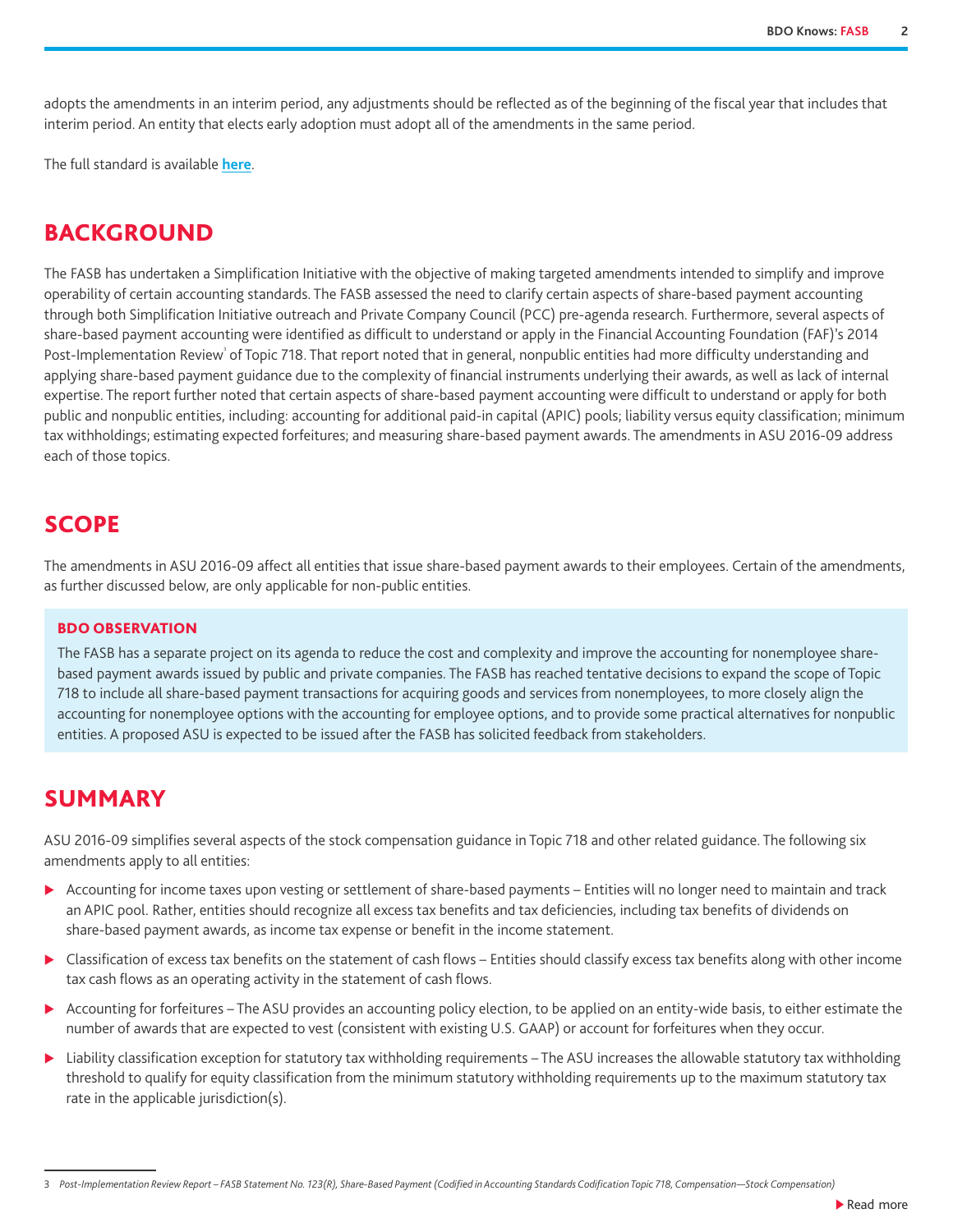adopts the amendments in an interim period, any adjustments should be reflected as of the beginning of the fiscal year that includes that interim period. An entity that elects early adoption must adopt all of the amendments in the same period.

The full standard is available **here**.

## BACKGROUND

The FASB has undertaken a Simplification Initiative with the objective of making targeted amendments intended to simplify and improve operability of certain accounting standards. The FASB assessed the need to clarify certain aspects of share-based payment accounting through both Simplification Initiative outreach and Private Company Council (PCC) pre-agenda research. Furthermore, several aspects of share-based payment accounting were identified as difficult to understand or apply in the Financial Accounting Foundation (FAF)'s 2014 Post-Implementation Review[3] of Topic 718. That report noted that in general, nonpublic entities had more difficulty understanding and applying share-based payment guidance due to the complexity of financial instruments underlying their awards, as well as lack of internal expertise. The report further noted that certain aspects of share-based payment accounting were difficult to understand or apply for both public and nonpublic entities, including: accounting for additional paid-in capital (APIC) pools; liability versus equity classification; minimum tax withholdings; estimating expected forfeitures; and measuring share-based payment awards. The amendments in ASU 2016-09 address each of those topics.

## SCOPE

The amendments in ASU 2016-09 affect all entities that issue share-based payment awards to their employees. Certain of the amendments, as further discussed below, are only applicable for non-public entities.

### BDO OBSERVATION

The FASB has a separate project on its agenda to reduce the cost and complexity and improve the accounting for nonemployee share-based payment awards issued by public and private companies. The FASB has reached tentative decisions to expand the scope of Topic 718 to include all share-based payment transactions for acquiring goods and services from nonemployees, to more closely align the accounting for nonemployee options with the accounting for employee options, and to provide some practical alternatives for nonpublic entities. A proposed ASU is expected to be issued after the FASB has solicited feedback from stakeholders.

## SUMMARY

ASU 2016-09 simplifies several aspects of the stock compensation guidance in Topic 718 and other related guidance. The following six amendments apply to all entities:

- Accounting for income taxes upon vesting or settlement of share-based payments – Entities will no longer need to maintain and track an APIC pool. Rather, entities should recognize all excess tax benefits and tax deficiencies, including tax benefits of dividends on share-based payment awards, as income tax expense or benefit in the income statement.
- Classification of excess tax benefits on the statement of cash flows – Entities should classify excess tax benefits along with other income tax cash flows as an operating activity in the statement of cash flows.
- Accounting for forfeitures – The ASU provides an accounting policy election, to be applied on an entity-wide basis, to either estimate the number of awards that are expected to vest (consistent with existing U.S. GAAP) or account for forfeitures when they occur.
- Liability classification exception for statutory tax withholding requirements – The ASU increases the allowable statutory tax withholding threshold to qualify for equity classification from the minimum statutory withholding requirements up to the maximum statutory tax rate in the applicable jurisdiction(s).

---

3 *Post-Implementation Review Report – FASB Statement No. 123(R), Share-Based Payment (Codified in Accounting Standards Codification Topic 718, Compensation—Stock Compensation)*

Read more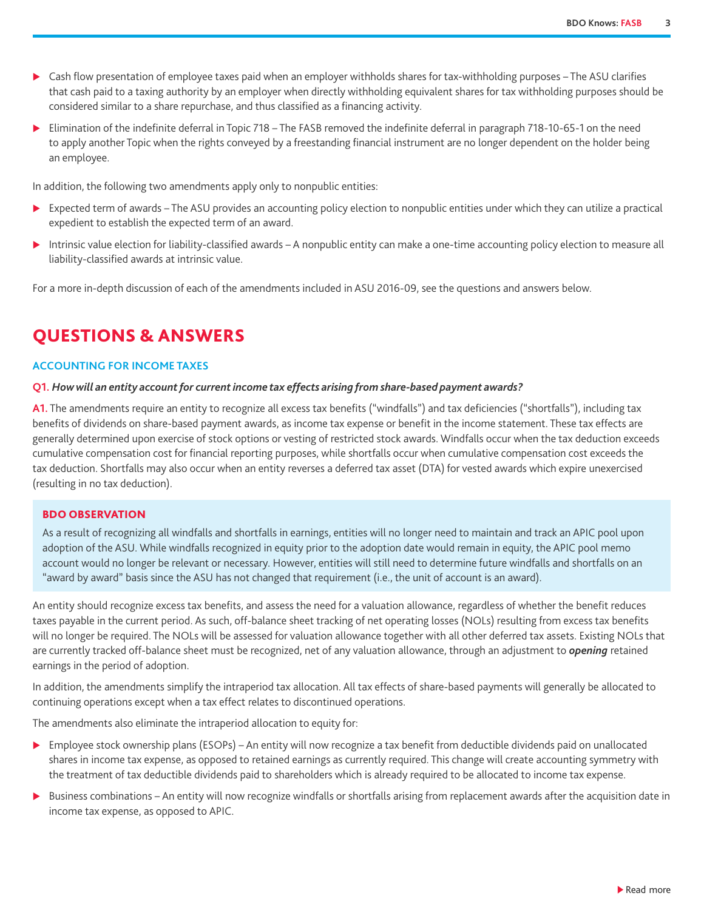- Cash flow presentation of employee taxes paid when an employer withholds shares for tax-withholding purposes – The ASU clarifies that cash paid to a taxing authority by an employer when directly withholding equivalent shares for tax withholding purposes should be considered similar to a share repurchase, and thus classified as a financing activity.
- Elimination of the indefinite deferral in Topic 718 – The FASB removed the indefinite deferral in paragraph 718-10-65-1 on the need to apply another Topic when the rights conveyed by a freestanding financial instrument are no longer dependent on the holder being an employee.

In addition, the following two amendments apply only to nonpublic entities:

- Expected term of awards – The ASU provides an accounting policy election to nonpublic entities under which they can utilize a practical expedient to establish the expected term of an award.
- Intrinsic value election for liability-classified awards – A nonpublic entity can make a one-time accounting policy election to measure all liability-classified awards at intrinsic value.

For a more in-depth discussion of each of the amendments included in ASU 2016-09, see the questions and answers below.

## QUESTIONS & ANSWERS

### ACCOUNTING FOR INCOME TAXES

**Q1. *How will an entity account for current income tax effects arising from share-based payment awards?***

**A1.** The amendments require an entity to recognize all excess tax benefits ("windfalls") and tax deficiencies ("shortfalls"), including tax benefits of dividends on share-based payment awards, as income tax expense or benefit in the income statement. These tax effects are generally determined upon exercise of stock options or vesting of restricted stock awards. Windfalls occur when the tax deduction exceeds cumulative compensation cost for financial reporting purposes, while shortfalls occur when cumulative compensation cost exceeds the tax deduction. Shortfalls may also occur when an entity reverses a deferred tax asset (DTA) for vested awards which expire unexercised (resulting in no tax deduction).

> **BDO OBSERVATION**
>
> As a result of recognizing all windfalls and shortfalls in earnings, entities will no longer need to maintain and track an APIC pool upon adoption of the ASU. While windfalls recognized in equity prior to the adoption date would remain in equity, the APIC pool memo account would no longer be relevant or necessary. However, entities will still need to determine future windfalls and shortfalls on an "award by award" basis since the ASU has not changed that requirement (i.e., the unit of account is an award).

An entity should recognize excess tax benefits, and assess the need for a valuation allowance, regardless of whether the benefit reduces taxes payable in the current period. As such, off-balance sheet tracking of net operating losses (NOLs) resulting from excess tax benefits will no longer be required. The NOLs will be assessed for valuation allowance together with all other deferred tax assets. Existing NOLs that are currently tracked off-balance sheet must be recognized, net of any valuation allowance, through an adjustment to ***opening*** retained earnings in the period of adoption.

In addition, the amendments simplify the intraperiod tax allocation. All tax effects of share-based payments will generally be allocated to continuing operations except when a tax effect relates to discontinued operations.

The amendments also eliminate the intraperiod allocation to equity for:

- Employee stock ownership plans (ESOPs) – An entity will now recognize a tax benefit from deductible dividends paid on unallocated shares in income tax expense, as opposed to retained earnings as currently required. This change will create accounting symmetry with the treatment of tax deductible dividends paid to shareholders which is already required to be allocated to income tax expense.
- Business combinations – An entity will now recognize windfalls or shortfalls arising from replacement awards after the acquisition date in income tax expense, as opposed to APIC.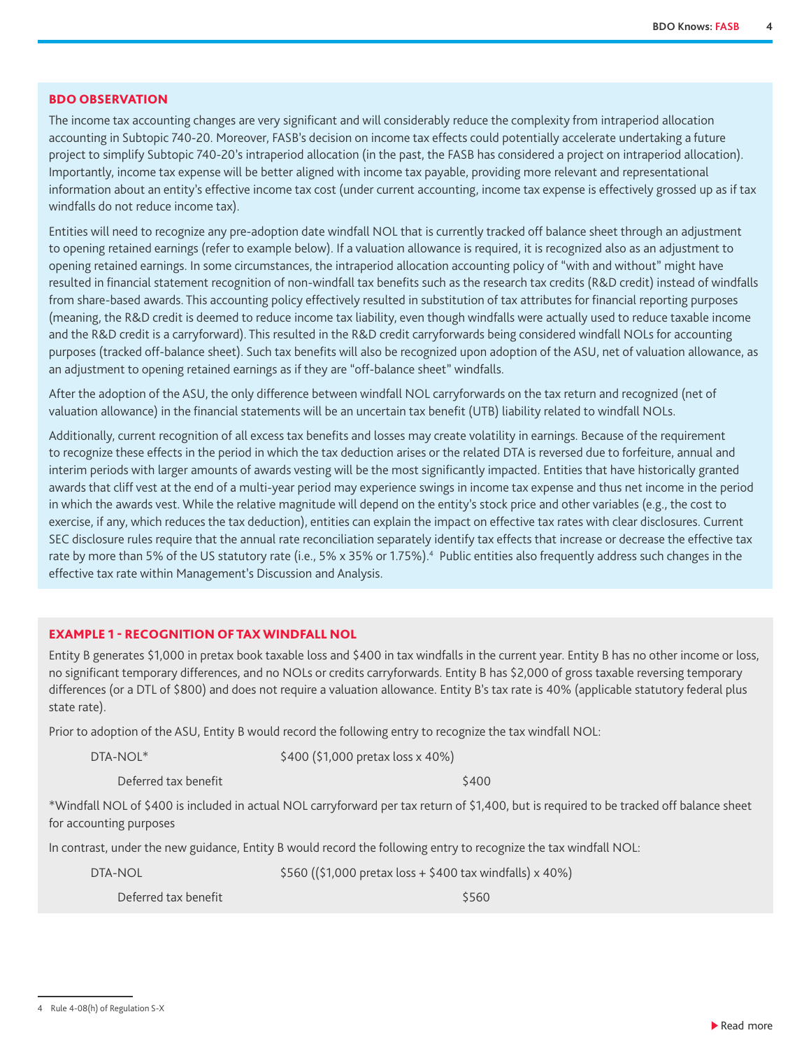### BDO OBSERVATION

The income tax accounting changes are very significant and will considerably reduce the complexity from intraperiod allocation accounting in Subtopic 740-20. Moreover, FASB's decision on income tax effects could potentially accelerate undertaking a future project to simplify Subtopic 740-20's intraperiod allocation (in the past, the FASB has considered a project on intraperiod allocation). Importantly, income tax expense will be better aligned with income tax payable, providing more relevant and representational information about an entity's effective income tax cost (under current accounting, income tax expense is effectively grossed up as if tax windfalls do not reduce income tax).

Entities will need to recognize any pre-adoption date windfall NOL that is currently tracked off balance sheet through an adjustment to opening retained earnings (refer to example below). If a valuation allowance is required, it is recognized also as an adjustment to opening retained earnings. In some circumstances, the intraperiod allocation accounting policy of "with and without" might have resulted in financial statement recognition of non-windfall tax benefits such as the research tax credits (R&D credit) instead of windfalls from share-based awards. This accounting policy effectively resulted in substitution of tax attributes for financial reporting purposes (meaning, the R&D credit is deemed to reduce income tax liability, even though windfalls were actually used to reduce taxable income and the R&D credit is a carryforward). This resulted in the R&D credit carryforwards being considered windfall NOLs for accounting purposes (tracked off-balance sheet). Such tax benefits will also be recognized upon adoption of the ASU, net of valuation allowance, as an adjustment to opening retained earnings as if they are "off-balance sheet" windfalls.

After the adoption of the ASU, the only difference between windfall NOL carryforwards on the tax return and recognized (net of valuation allowance) in the financial statements will be an uncertain tax benefit (UTB) liability related to windfall NOLs.

Additionally, current recognition of all excess tax benefits and losses may create volatility in earnings. Because of the requirement to recognize these effects in the period in which the tax deduction arises or the related DTA is reversed due to forfeiture, annual and interim periods with larger amounts of awards vesting will be the most significantly impacted. Entities that have historically granted awards that cliff vest at the end of a multi-year period may experience swings in income tax expense and thus net income in the period in which the awards vest. While the relative magnitude will depend on the entity's stock price and other variables (e.g., the cost to exercise, if any, which reduces the tax deduction), entities can explain the impact on effective tax rates with clear disclosures. Current SEC disclosure rules require that the annual rate reconciliation separately identify tax effects that increase or decrease the effective tax rate by more than 5% of the US statutory rate (i.e., 5% x 35% or 1.75%).[4] Public entities also frequently address such changes in the effective tax rate within Management's Discussion and Analysis.

### EXAMPLE 1 - RECOGNITION OF TAX WINDFALL NOL

Entity B generates $1,000 in pretax book taxable loss and $400 in tax windfalls in the current year. Entity B has no other income or loss, no significant temporary differences, and no NOLs or credits carryforwards. Entity B has $2,000 of gross taxable reversing temporary differences (or a DTL of $800) and does not require a valuation allowance. Entity B's tax rate is 40% (applicable statutory federal plus state rate).

Prior to adoption of the ASU, Entity B would record the following entry to recognize the tax windfall NOL:

| | Debit | Credit |
|---|---|---|
| DTA-NOL* | $400 ($1,000 pretax loss x 40%) | |
| Deferred tax benefit | | $400 |

*Windfall NOL of $400 is included in actual NOL carryforward per tax return of $1,400, but is required to be tracked off balance sheet for accounting purposes

In contrast, under the new guidance, Entity B would record the following entry to recognize the tax windfall NOL:

| | Debit | Credit |
|---|---|---|
| DTA-NOL | $560 (($1,000 pretax loss + $400 tax windfalls) x 40%) | |
| Deferred tax benefit | | $560 |

---

4 Rule 4-08(h) of Regulation S-X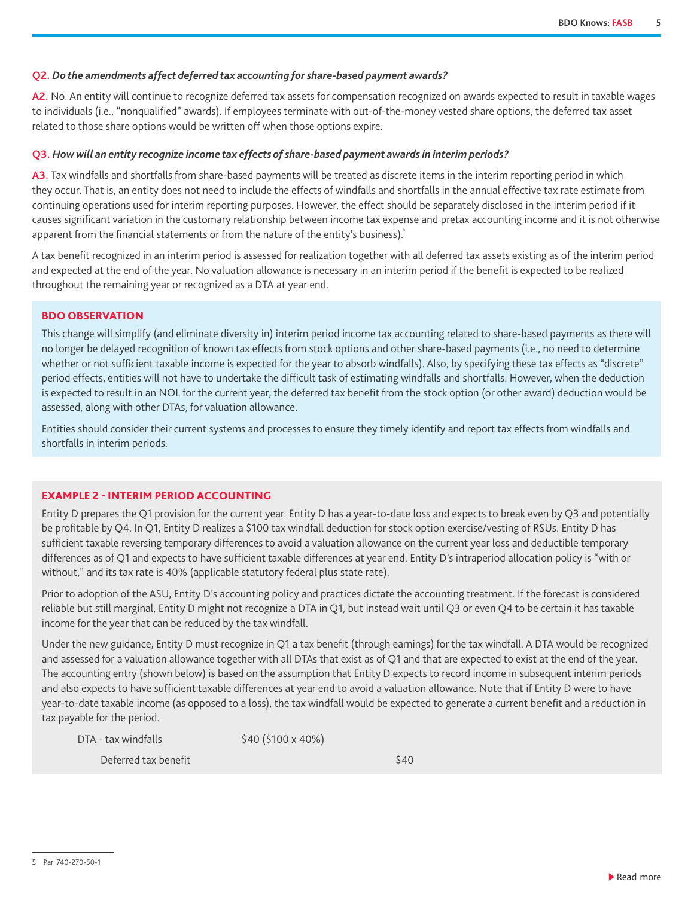**Q2.** ***Do the amendments affect deferred tax accounting for share-based payment awards?***

**A2.** No. An entity will continue to recognize deferred tax assets for compensation recognized on awards expected to result in taxable wages to individuals (i.e., "nonqualified" awards). If employees terminate with out-of-the-money vested share options, the deferred tax asset related to those share options would be written off when those options expire.

**Q3.** ***How will an entity recognize income tax effects of share-based payment awards in interim periods?***

**A3.** Tax windfalls and shortfalls from share-based payments will be treated as discrete items in the interim reporting period in which they occur. That is, an entity does not need to include the effects of windfalls and shortfalls in the annual effective tax rate estimate from continuing operations used for interim reporting purposes. However, the effect should be separately disclosed in the interim period if it causes significant variation in the customary relationship between income tax expense and pretax accounting income and it is not otherwise apparent from the financial statements or from the nature of the entity's business).[5]

A tax benefit recognized in an interim period is assessed for realization together with all deferred tax assets existing as of the interim period and expected at the end of the year. No valuation allowance is necessary in an interim period if the benefit is expected to be realized throughout the remaining year or recognized as a DTA at year end.

### BDO OBSERVATION

This change will simplify (and eliminate diversity in) interim period income tax accounting related to share-based payments as there will no longer be delayed recognition of known tax effects from stock options and other share-based payments (i.e., no need to determine whether or not sufficient taxable income is expected for the year to absorb windfalls). Also, by specifying these tax effects as "discrete" period effects, entities will not have to undertake the difficult task of estimating windfalls and shortfalls. However, when the deduction is expected to result in an NOL for the current year, the deferred tax benefit from the stock option (or other award) deduction would be assessed, along with other DTAs, for valuation allowance.

Entities should consider their current systems and processes to ensure they timely identify and report tax effects from windfalls and shortfalls in interim periods.

### EXAMPLE 2 - INTERIM PERIOD ACCOUNTING

Entity D prepares the Q1 provision for the current year. Entity D has a year-to-date loss and expects to break even by Q3 and potentially be profitable by Q4. In Q1, Entity D realizes a $100 tax windfall deduction for stock option exercise/vesting of RSUs. Entity D has sufficient taxable reversing temporary differences to avoid a valuation allowance on the current year loss and deductible temporary differences as of Q1 and expects to have sufficient taxable differences at year end. Entity D's intraperiod allocation policy is "with or without," and its tax rate is 40% (applicable statutory federal plus state rate).

Prior to adoption of the ASU, Entity D's accounting policy and practices dictate the accounting treatment. If the forecast is considered reliable but still marginal, Entity D might not recognize a DTA in Q1, but instead wait until Q3 or even Q4 to be certain it has taxable income for the year that can be reduced by the tax windfall.

Under the new guidance, Entity D must recognize in Q1 a tax benefit (through earnings) for the tax windfall. A DTA would be recognized and assessed for a valuation allowance together with all DTAs that exist as of Q1 and that are expected to exist at the end of the year. The accounting entry (shown below) is based on the assumption that Entity D expects to record income in subsequent interim periods and also expects to have sufficient taxable differences at year end to avoid a valuation allowance. Note that if Entity D were to have year-to-date taxable income (as opposed to a loss), the tax windfall would be expected to generate a current benefit and a reduction in tax payable for the period.

| | Debit | Credit |
|---|---|---|
| DTA - tax windfalls | $40 ($100 x 40%) | |
| Deferred tax benefit | | $40 |

5 Par. 740-270-50-1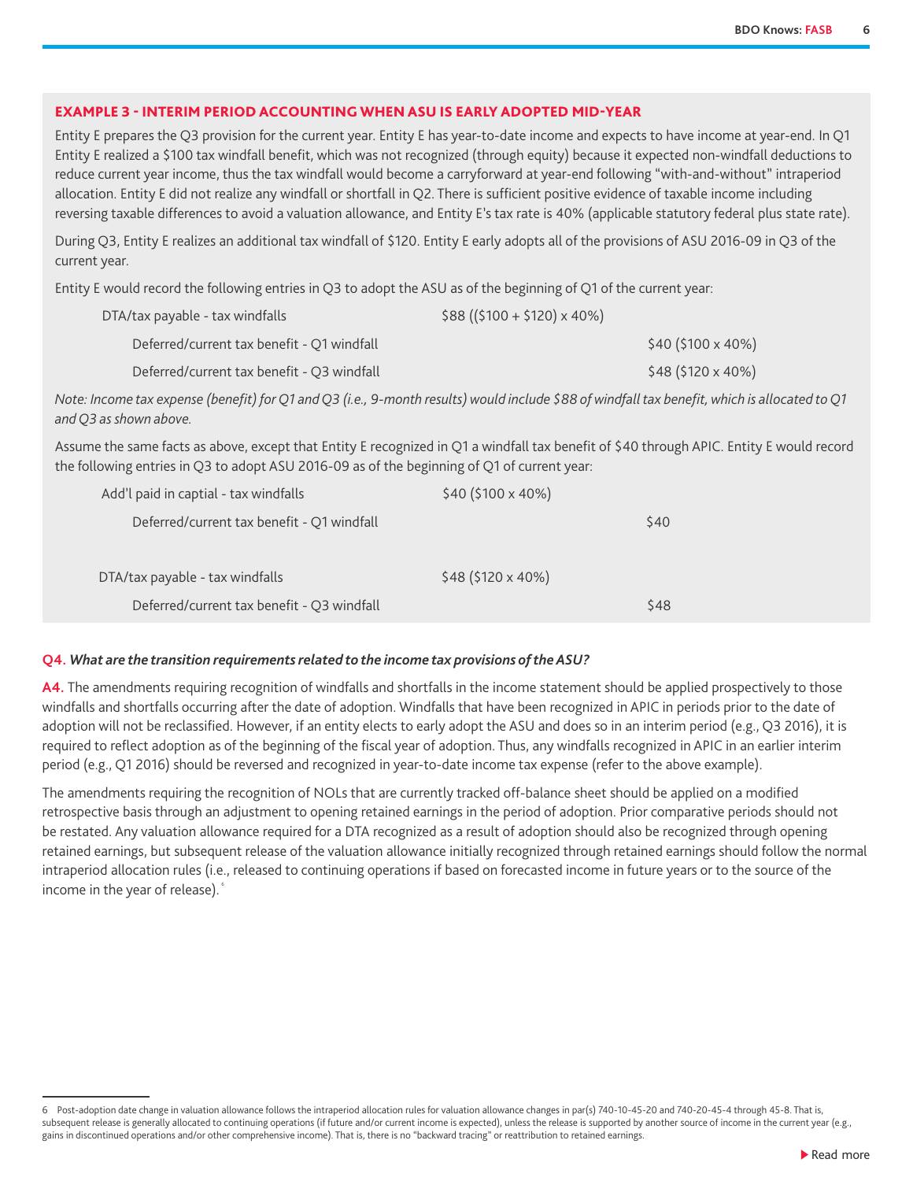### EXAMPLE 3 - INTERIM PERIOD ACCOUNTING WHEN ASU IS EARLY ADOPTED MID-YEAR

Entity E prepares the Q3 provision for the current year. Entity E has year-to-date income and expects to have income at year-end. In Q1 Entity E realized a $100 tax windfall benefit, which was not recognized (through equity) because it expected non-windfall deductions to reduce current year income, thus the tax windfall would become a carryforward at year-end following "with-and-without" intraperiod allocation. Entity E did not realize any windfall or shortfall in Q2. There is sufficient positive evidence of taxable income including reversing taxable differences to avoid a valuation allowance, and Entity E's tax rate is 40% (applicable statutory federal plus state rate).

During Q3, Entity E realizes an additional tax windfall of $120. Entity E early adopts all of the provisions of ASU 2016-09 in Q3 of the current year.

Entity E would record the following entries in Q3 to adopt the ASU as of the beginning of Q1 of the current year:

| | | |
|---|---|---|
| DTA/tax payable - tax windfalls | $88 (($100 + $120) x 40%) | |
| Deferred/current tax benefit - Q1 windfall | | $40 ($100 x 40%) |
| Deferred/current tax benefit - Q3 windfall | | $48 ($120 x 40%) |

*Note: Income tax expense (benefit) for Q1 and Q3 (i.e., 9-month results) would include $88 of windfall tax benefit, which is allocated to Q1 and Q3 as shown above.*

Assume the same facts as above, except that Entity E recognized in Q1 a windfall tax benefit of $40 through APIC. Entity E would record the following entries in Q3 to adopt ASU 2016-09 as of the beginning of Q1 of current year:

| | | |
|---|---|---|
| Add'l paid in captial - tax windfalls | $40 ($100 x 40%) | |
| Deferred/current tax benefit - Q1 windfall | | $40 |
| | | |
| DTA/tax payable - tax windfalls | $48 ($120 x 40%) | |
| Deferred/current tax benefit - Q3 windfall | | $48 |

**Q4.** ***What are the transition requirements related to the income tax provisions of the ASU?***

**A4.** The amendments requiring recognition of windfalls and shortfalls in the income statement should be applied prospectively to those windfalls and shortfalls occurring after the date of adoption. Windfalls that have been recognized in APIC in periods prior to the date of adoption will not be reclassified. However, if an entity elects to early adopt the ASU and does so in an interim period (e.g., Q3 2016), it is required to reflect adoption as of the beginning of the fiscal year of adoption. Thus, any windfalls recognized in APIC in an earlier interim period (e.g., Q1 2016) should be reversed and recognized in year-to-date income tax expense (refer to the above example).

The amendments requiring the recognition of NOLs that are currently tracked off-balance sheet should be applied on a modified retrospective basis through an adjustment to opening retained earnings in the period of adoption. Prior comparative periods should not be restated. Any valuation allowance required for a DTA recognized as a result of adoption should also be recognized through opening retained earnings, but subsequent release of the valuation allowance initially recognized through retained earnings should follow the normal intraperiod allocation rules (i.e., released to continuing operations if based on forecasted income in future years or to the source of the income in the year of release).[6]

---

6 Post-adoption date change in valuation allowance follows the intraperiod allocation rules for valuation allowance changes in par(s) 740-10-45-20 and 740-20-45-4 through 45-8. That is, subsequent release is generally allocated to continuing operations (if future and/or current income is expected), unless the release is supported by another source of income in the current year (e.g., gains in discontinued operations and/or other comprehensive income). That is, there is no "backward tracing" or reattribution to retained earnings.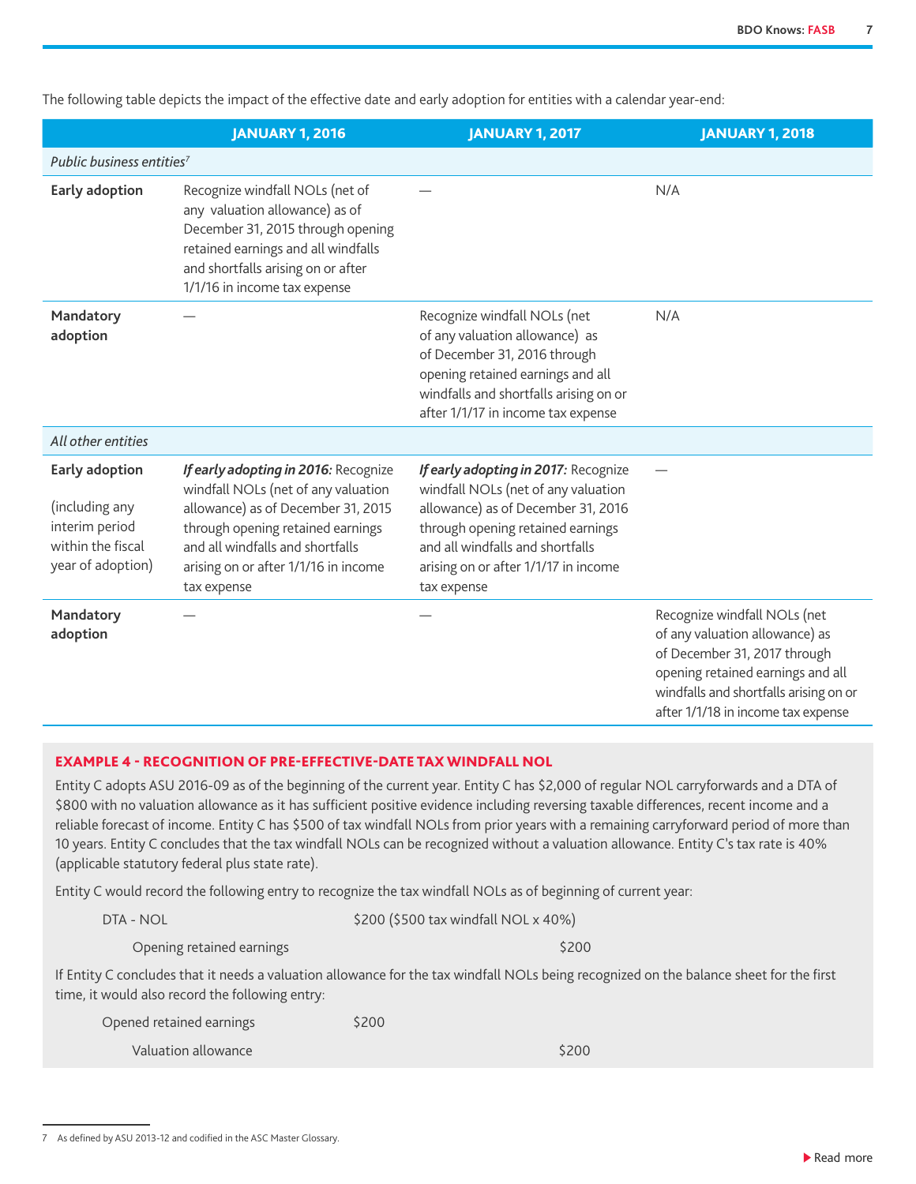The following table depicts the impact of the effective date and early adoption for entities with a calendar year-end:

| | JANUARY 1, 2016 | JANUARY 1, 2017 | JANUARY 1, 2018 |
|---|---|---|---|
| *Public business entities*[7] | | | |
| **Early adoption** | Recognize windfall NOLs (net of any valuation allowance) as of December 31, 2015 through opening retained earnings and all windfalls and shortfalls arising on or after 1/1/16 in income tax expense | — | N/A |
| **Mandatory adoption** | — | Recognize windfall NOLs (net of any valuation allowance) as of December 31, 2016 through opening retained earnings and all windfalls and shortfalls arising on or after 1/1/17 in income tax expense | N/A |
| *All other entities* | | | |
| **Early adoption** (including any interim period within the fiscal year of adoption) | ***If early adopting in 2016:*** Recognize windfall NOLs (net of any valuation allowance) as of December 31, 2015 through opening retained earnings and all windfalls and shortfalls arising on or after 1/1/16 in income tax expense | ***If early adopting in 2017:*** Recognize windfall NOLs (net of any valuation allowance) as of December 31, 2016 through opening retained earnings and all windfalls and shortfalls arising on or after 1/1/17 in income tax expense | — |
| **Mandatory adoption** | — | — | Recognize windfall NOLs (net of any valuation allowance) as of December 31, 2017 through opening retained earnings and all windfalls and shortfalls arising on or after 1/1/18 in income tax expense |

### EXAMPLE 4 - RECOGNITION OF PRE-EFFECTIVE-DATE TAX WINDFALL NOL

Entity C adopts ASU 2016-09 as of the beginning of the current year. Entity C has $2,000 of regular NOL carryforwards and a DTA of $800 with no valuation allowance as it has sufficient positive evidence including reversing taxable differences, recent income and a reliable forecast of income. Entity C has $500 of tax windfall NOLs from prior years with a remaining carryforward period of more than 10 years. Entity C concludes that the tax windfall NOLs can be recognized without a valuation allowance. Entity C's tax rate is 40% (applicable statutory federal plus state rate).

Entity C would record the following entry to recognize the tax windfall NOLs as of beginning of current year:

| | Debit | Credit |
|---|---|---|
| DTA - NOL | $200 ($500 tax windfall NOL x 40%) | |
| Opening retained earnings | | $200 |

If Entity C concludes that it needs a valuation allowance for the tax windfall NOLs being recognized on the balance sheet for the first time, it would also record the following entry:

| | Debit | Credit |
|---|---|---|
| Opened retained earnings | $200 | |
| Valuation allowance | | $200 |

[7] As defined by ASU 2013-12 and codified in the ASC Master Glossary.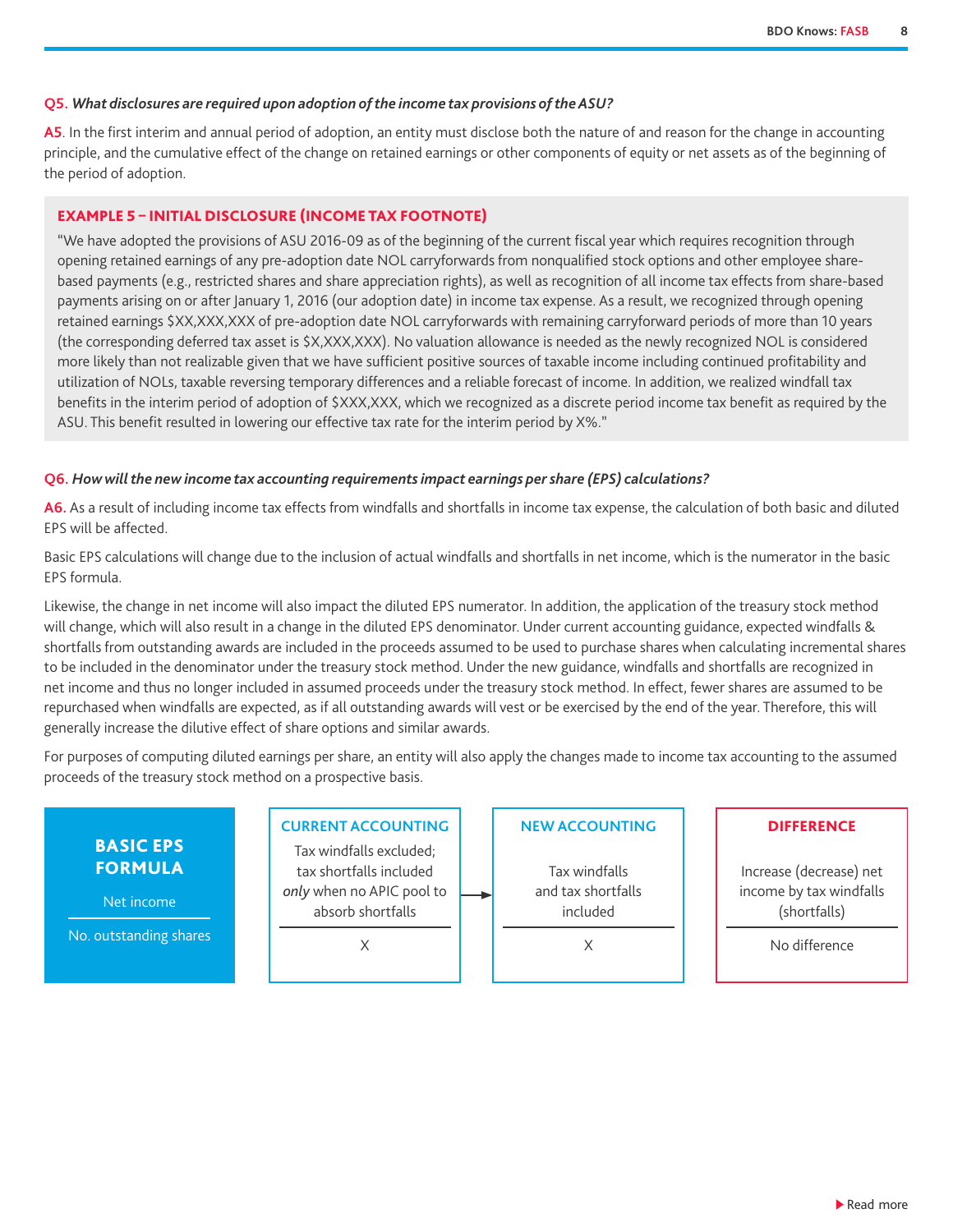**Q5.** ***What disclosures are required upon adoption of the income tax provisions of the ASU?***

**A5**. In the first interim and annual period of adoption, an entity must disclose both the nature of and reason for the change in accounting principle, and the cumulative effect of the change on retained earnings or other components of equity or net assets as of the beginning of the period of adoption.

#### EXAMPLE 5 – INITIAL DISCLOSURE (INCOME TAX FOOTNOTE)

"We have adopted the provisions of ASU 2016-09 as of the beginning of the current fiscal year which requires recognition through opening retained earnings of any pre-adoption date NOL carryforwards from nonqualified stock options and other employee share-based payments (e.g., restricted shares and share appreciation rights), as well as recognition of all income tax effects from share-based payments arising on or after January 1, 2016 (our adoption date) in income tax expense. As a result, we recognized through opening retained earnings $XX,XXX,XXX of pre-adoption date NOL carryforwards with remaining carryforward periods of more than 10 years (the corresponding deferred tax asset is $X,XXX,XXX). No valuation allowance is needed as the newly recognized NOL is considered more likely than not realizable given that we have sufficient positive sources of taxable income including continued profitability and utilization of NOLs, taxable reversing temporary differences and a reliable forecast of income. In addition, we realized windfall tax benefits in the interim period of adoption of $XXX,XXX, which we recognized as a discrete period income tax benefit as required by the ASU. This benefit resulted in lowering our effective tax rate for the interim period by X%."

**Q6.** ***How will the new income tax accounting requirements impact earnings per share (EPS) calculations?***

**A6.** As a result of including income tax effects from windfalls and shortfalls in income tax expense, the calculation of both basic and diluted EPS will be affected.

Basic EPS calculations will change due to the inclusion of actual windfalls and shortfalls in net income, which is the numerator in the basic EPS formula.

Likewise, the change in net income will also impact the diluted EPS numerator. In addition, the application of the treasury stock method will change, which will also result in a change in the diluted EPS denominator. Under current accounting guidance, expected windfalls & shortfalls from outstanding awards are included in the proceeds assumed to be used to purchase shares when calculating incremental shares to be included in the denominator under the treasury stock method. Under the new guidance, windfalls and shortfalls are recognized in net income and thus no longer included in assumed proceeds under the treasury stock method. In effect, fewer shares are assumed to be repurchased when windfalls are expected, as if all outstanding awards will vest or be exercised by the end of the year. Therefore, this will generally increase the dilutive effect of share options and similar awards.

For purposes of computing diluted earnings per share, an entity will also apply the changes made to income tax accounting to the assumed proceeds of the treasury stock method on a prospective basis.

| BASIC EPS FORMULA | CURRENT ACCOUNTING | NEW ACCOUNTING | DIFFERENCE |
|---|---|---|---|
| Net income | Tax windfalls excluded; tax shortfalls included *only* when no APIC pool to absorb shortfalls | Tax windfalls and tax shortfalls included | Increase (decrease) net income by tax windfalls (shortfalls) |
| No. outstanding shares | X | X | No difference |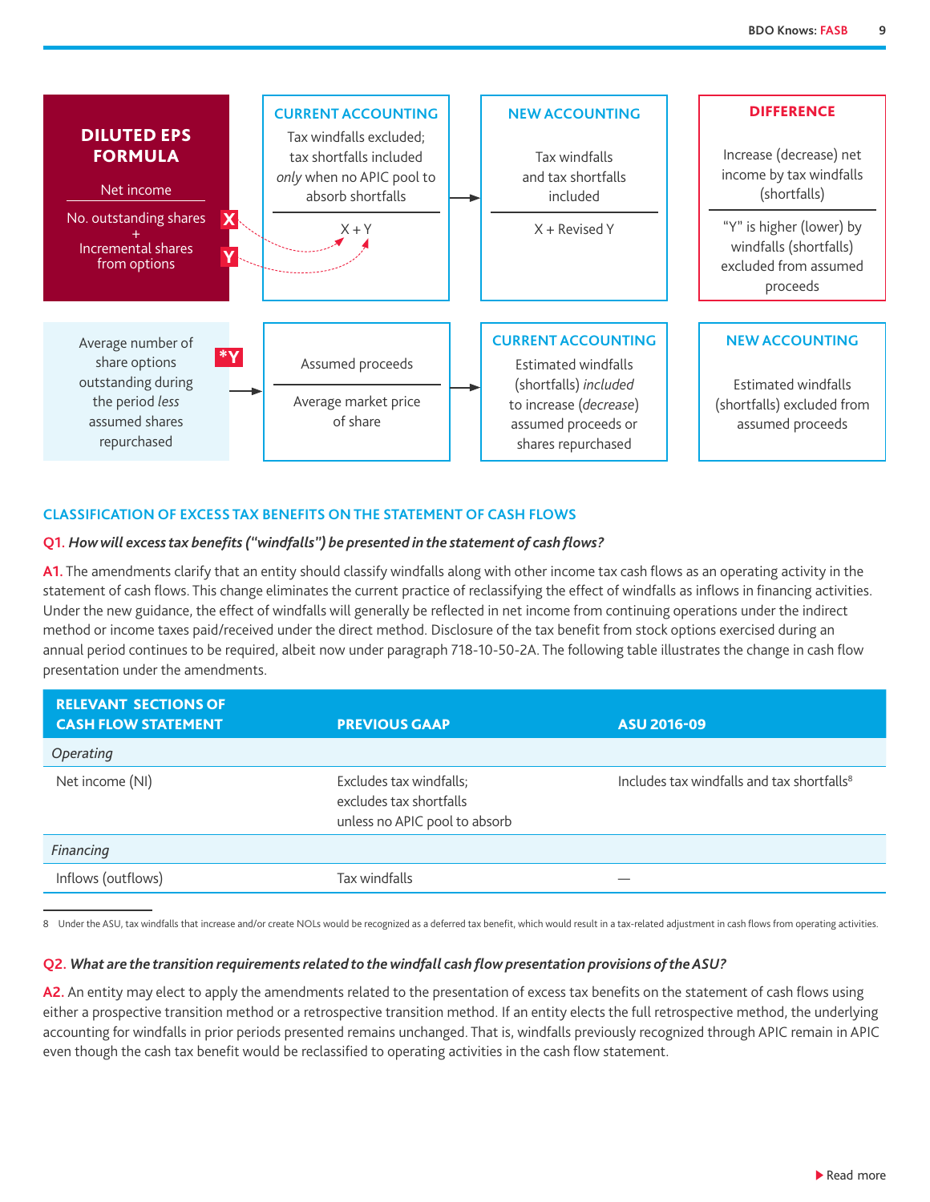**DILUTED EPS FORMULA**

$$\frac{\text{Net income}}{\text{No. outstanding shares (X)} + \text{Incremental shares from options (Y)}}$$

| CURRENT ACCOUNTING | NEW ACCOUNTING | DIFFERENCE |
|---|---|---|
| Tax windfalls excluded; tax shortfalls included *only* when no APIC pool to absorb shortfalls | Tax windfalls and tax shortfalls included | Increase (decrease) net income by tax windfalls (shortfalls) |
| X + Y | X + Revised Y | "Y" is higher (lower) by windfalls (shortfalls) excluded from assumed proceeds |

*Y: Average number of share options outstanding during the period *less* assumed shares repurchased → $\frac{\text{Assumed proceeds}}{\text{Average market price of share}}$

| CURRENT ACCOUNTING | NEW ACCOUNTING |
|---|---|
| Estimated windfalls (shortfalls) *included* to increase (*decrease*) assumed proceeds or shares repurchased | Estimated windfalls (shortfalls) excluded from assumed proceeds |

## CLASSIFICATION OF EXCESS TAX BENEFITS ON THE STATEMENT OF CASH FLOWS

**Q1.** ***How will excess tax benefits ("windfalls") be presented in the statement of cash flows?***

**A1.** The amendments clarify that an entity should classify windfalls along with other income tax cash flows as an operating activity in the statement of cash flows. This change eliminates the current practice of reclassifying the effect of windfalls as inflows in financing activities. Under the new guidance, the effect of windfalls will generally be reflected in net income from continuing operations under the indirect method or income taxes paid/received under the direct method. Disclosure of the tax benefit from stock options exercised during an annual period continues to be required, albeit now under paragraph 718-10-50-2A. The following table illustrates the change in cash flow presentation under the amendments.

| RELEVANT SECTIONS OF CASH FLOW STATEMENT | PREVIOUS GAAP | ASU 2016-09 |
|---|---|---|
| *Operating* | | |
| Net income (NI) | Excludes tax windfalls; excludes tax shortfalls unless no APIC pool to absorb | Includes tax windfalls and tax shortfalls[8] |
| *Financing* | | |
| Inflows (outflows) | Tax windfalls | — |

8 Under the ASU, tax windfalls that increase and/or create NOLs would be recognized as a deferred tax benefit, which would result in a tax-related adjustment in cash flows from operating activities.

**Q2.** ***What are the transition requirements related to the windfall cash flow presentation provisions of the ASU?***

**A2.** An entity may elect to apply the amendments related to the presentation of excess tax benefits on the statement of cash flows using either a prospective transition method or a retrospective transition method. If an entity elects the full retrospective method, the underlying accounting for windfalls in prior periods presented remains unchanged. That is, windfalls previously recognized through APIC remain in APIC even though the cash tax benefit would be reclassified to operating activities in the cash flow statement.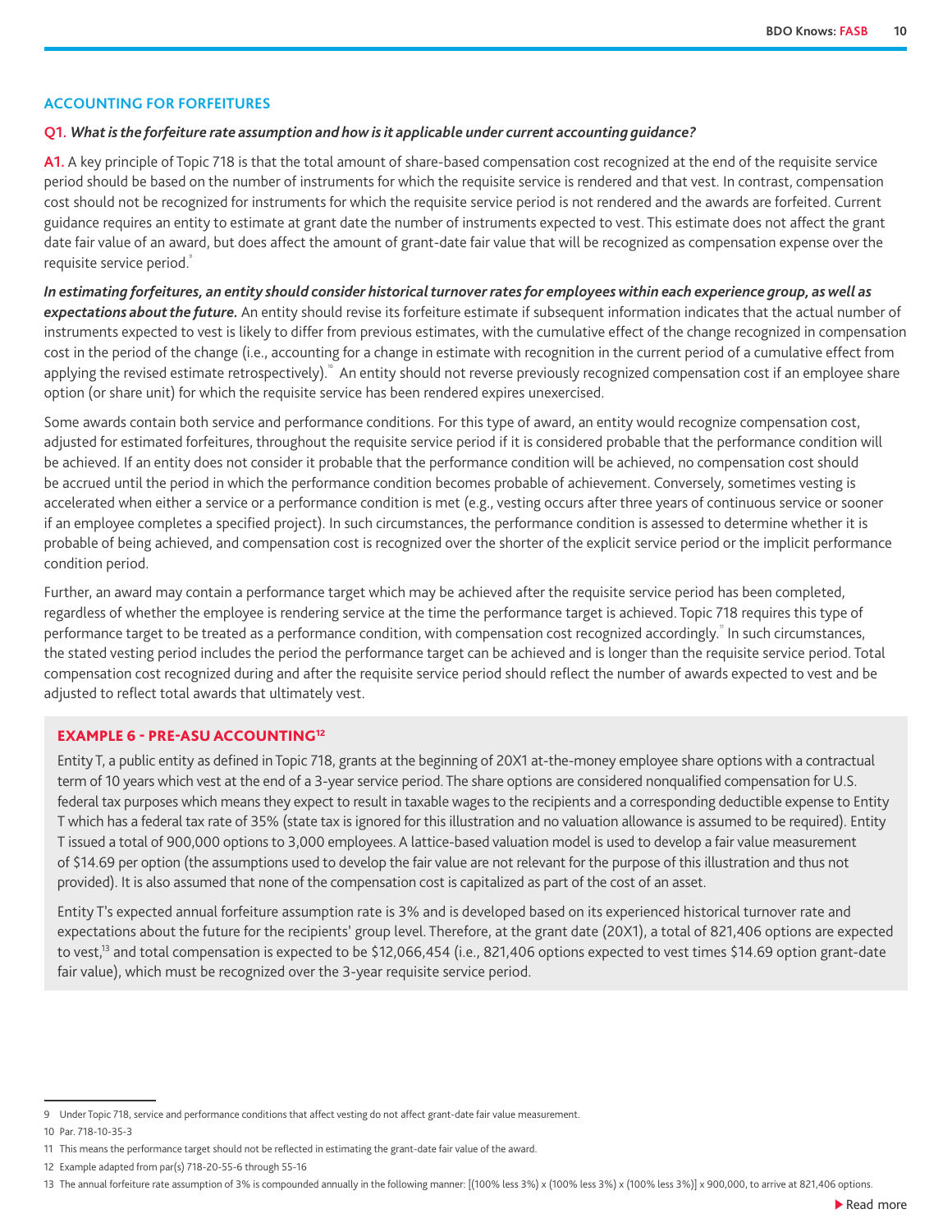## ACCOUNTING FOR FORFEITURES

**Q1. *What is the forfeiture rate assumption and how is it applicable under current accounting guidance?***

**A1.** A key principle of Topic 718 is that the total amount of share-based compensation cost recognized at the end of the requisite service period should be based on the number of instruments for which the requisite service is rendered and that vest. In contrast, compensation cost should not be recognized for instruments for which the requisite service period is not rendered and the awards are forfeited. Current guidance requires an entity to estimate at grant date the number of instruments expected to vest. This estimate does not affect the grant date fair value of an award, but does affect the amount of grant-date fair value that will be recognized as compensation expense over the requisite service period.[9]

***In estimating forfeitures, an entity should consider historical turnover rates for employees within each experience group, as well as expectations about the future.*** An entity should revise its forfeiture estimate if subsequent information indicates that the actual number of instruments expected to vest is likely to differ from previous estimates, with the cumulative effect of the change recognized in compensation cost in the period of the change (i.e., accounting for a change in estimate with recognition in the current period of a cumulative effect from applying the revised estimate retrospectively).[10] An entity should not reverse previously recognized compensation cost if an employee share option (or share unit) for which the requisite service has been rendered expires unexercised.

Some awards contain both service and performance conditions. For this type of award, an entity would recognize compensation cost, adjusted for estimated forfeitures, throughout the requisite service period if it is considered probable that the performance condition will be achieved. If an entity does not consider it probable that the performance condition will be achieved, no compensation cost should be accrued until the period in which the performance condition becomes probable of achievement. Conversely, sometimes vesting is accelerated when either a service or a performance condition is met (e.g., vesting occurs after three years of continuous service or sooner if an employee completes a specified project). In such circumstances, the performance condition is assessed to determine whether it is probable of being achieved, and compensation cost is recognized over the shorter of the explicit service period or the implicit performance condition period.

Further, an award may contain a performance target which may be achieved after the requisite service period has been completed, regardless of whether the employee is rendering service at the time the performance target is achieved. Topic 718 requires this type of performance target to be treated as a performance condition, with compensation cost recognized accordingly.[11] In such circumstances, the stated vesting period includes the period the performance target can be achieved and is longer than the requisite service period. Total compensation cost recognized during and after the requisite service period should reflect the number of awards expected to vest and be adjusted to reflect total awards that ultimately vest.

### EXAMPLE 6 - PRE-ASU ACCOUNTING[12]

Entity T, a public entity as defined in Topic 718, grants at the beginning of 20X1 at-the-money employee share options with a contractual term of 10 years which vest at the end of a 3-year service period. The share options are considered nonqualified compensation for U.S. federal tax purposes which means they expect to result in taxable wages to the recipients and a corresponding deductible expense to Entity T which has a federal tax rate of 35% (state tax is ignored for this illustration and no valuation allowance is assumed to be required). Entity T issued a total of 900,000 options to 3,000 employees. A lattice-based valuation model is used to develop a fair value measurement of $14.69 per option (the assumptions used to develop the fair value are not relevant for the purpose of this illustration and thus not provided). It is also assumed that none of the compensation cost is capitalized as part of the cost of an asset.

Entity T's expected annual forfeiture assumption rate is 3% and is developed based on its experienced historical turnover rate and expectations about the future for the recipients' group level. Therefore, at the grant date (20X1), a total of 821,406 options are expected to vest,[13] and total compensation is expected to be $12,066,454 (i.e., 821,406 options expected to vest times $14.69 option grant-date fair value), which must be recognized over the 3-year requisite service period.

---

9 Under Topic 718, service and performance conditions that affect vesting do not affect grant-date fair value measurement.

10 Par. 718-10-35-3

11 This means the performance target should not be reflected in estimating the grant-date fair value of the award.

12 Example adapted from par(s) 718-20-55-6 through 55-16

13 The annual forfeiture rate assumption of 3% is compounded annually in the following manner: [(100% less 3%) x (100% less 3%) x (100% less 3%)] x 900,000, to arrive at 821,406 options.

▶ Read more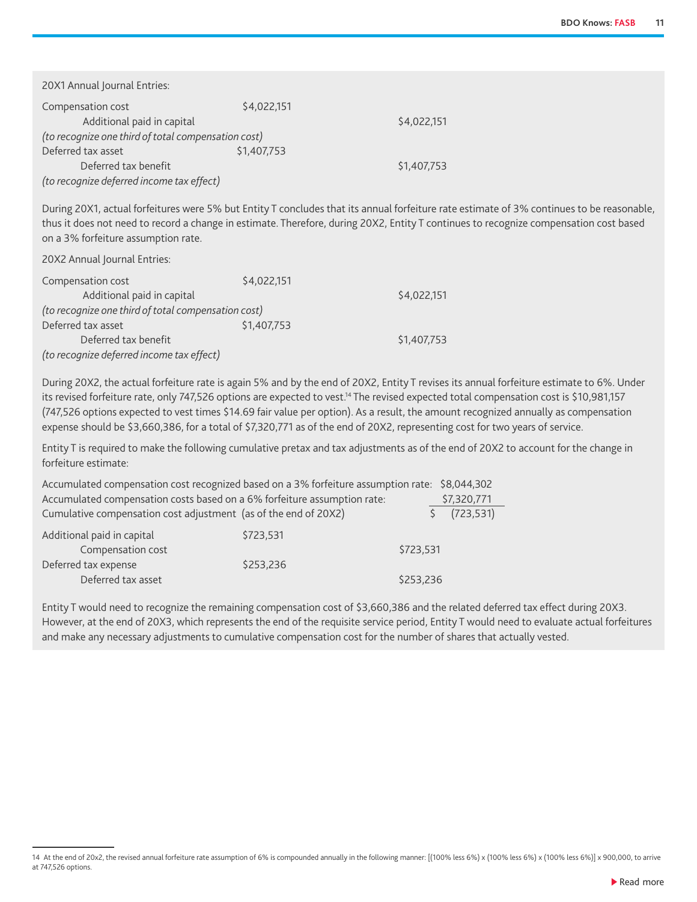20X1 Annual Journal Entries:

| | | |
|---|---|---|
| Compensation cost | $4,022,151 | |
| Additional paid in capital | | $4,022,151 |
| *(to recognize one third of total compensation cost)* | | |
| Deferred tax asset | $1,407,753 | |
| Deferred tax benefit | | $1,407,753 |
| *(to recognize deferred income tax effect)* | | |

During 20X1, actual forfeitures were 5% but Entity T concludes that its annual forfeiture rate estimate of 3% continues to be reasonable, thus it does not need to record a change in estimate. Therefore, during 20X2, Entity T continues to recognize compensation cost based on a 3% forfeiture assumption rate.

20X2 Annual Journal Entries:

| | | |
|---|---|---|
| Compensation cost | $4,022,151 | |
| Additional paid in capital | | $4,022,151 |
| *(to recognize one third of total compensation cost)* | | |
| Deferred tax asset | $1,407,753 | |
| Deferred tax benefit | | $1,407,753 |
| *(to recognize deferred income tax effect)* | | |

During 20X2, the actual forfeiture rate is again 5% and by the end of 20X2, Entity T revises its annual forfeiture estimate to 6%. Under its revised forfeiture rate, only 747,526 options are expected to vest.[14] The revised expected total compensation cost is $10,981,157 (747,526 options expected to vest times $14.69 fair value per option). As a result, the amount recognized annually as compensation expense should be $3,660,386, for a total of $7,320,771 as of the end of 20X2, representing cost for two years of service.

Entity T is required to make the following cumulative pretax and tax adjustments as of the end of 20X2 to account for the change in forfeiture estimate:

| | |
|---|---|
| Accumulated compensation cost recognized based on a 3% forfeiture assumption rate: | $8,044,302 |
| Accumulated compensation costs based on a 6% forfeiture assumption rate: | $7,320,771 |
| Cumulative compensation cost adjustment (as of the end of 20X2) | $ (723,531) |

| | | |
|---|---|---|
| Additional paid in capital | $723,531 | |
| Compensation cost | | $723,531 |
| Deferred tax expense | $253,236 | |
| Deferred tax asset | | $253,236 |

Entity T would need to recognize the remaining compensation cost of $3,660,386 and the related deferred tax effect during 20X3. However, at the end of 20X3, which represents the end of the requisite service period, Entity T would need to evaluate actual forfeitures and make any necessary adjustments to cumulative compensation cost for the number of shares that actually vested.

14 At the end of 20x2, the revised annual forfeiture rate assumption of 6% is compounded annually in the following manner: [(100% less 6%) x (100% less 6%) x (100% less 6%)] x 900,000, to arrive at 747,526 options.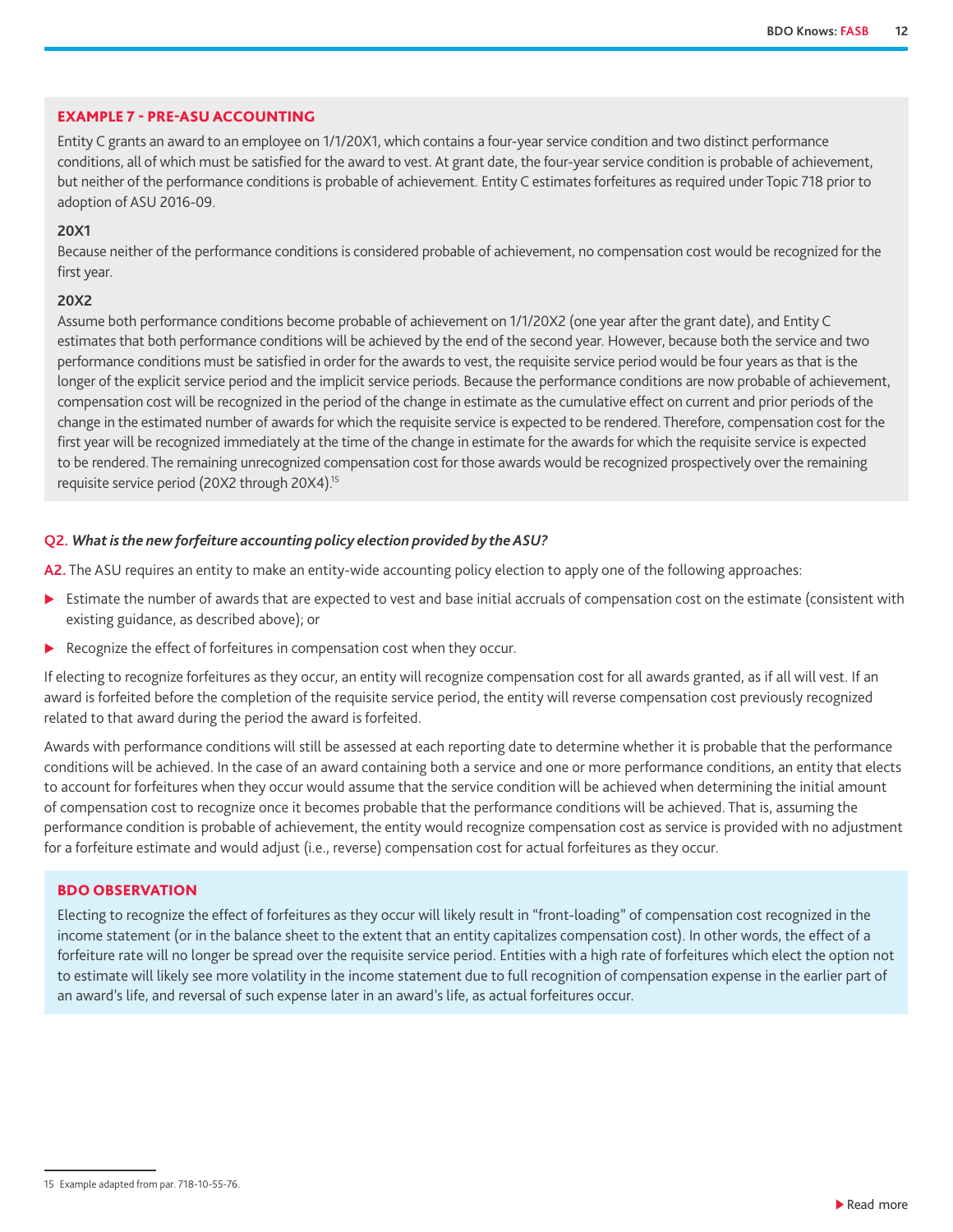### EXAMPLE 7 - PRE-ASU ACCOUNTING

Entity C grants an award to an employee on 1/1/20X1, which contains a four-year service condition and two distinct performance conditions, all of which must be satisfied for the award to vest. At grant date, the four-year service condition is probable of achievement, but neither of the performance conditions is probable of achievement. Entity C estimates forfeitures as required under Topic 718 prior to adoption of ASU 2016-09.

**20X1**

Because neither of the performance conditions is considered probable of achievement, no compensation cost would be recognized for the first year.

**20X2**

Assume both performance conditions become probable of achievement on 1/1/20X2 (one year after the grant date), and Entity C estimates that both performance conditions will be achieved by the end of the second year. However, because both the service and two performance conditions must be satisfied in order for the awards to vest, the requisite service period would be four years as that is the longer of the explicit service period and the implicit service periods. Because the performance conditions are now probable of achievement, compensation cost will be recognized in the period of the change in estimate as the cumulative effect on current and prior periods of the change in the estimated number of awards for which the requisite service is expected to be rendered. Therefore, compensation cost for the first year will be recognized immediately at the time of the change in estimate for the awards for which the requisite service is expected to be rendered. The remaining unrecognized compensation cost for those awards would be recognized prospectively over the remaining requisite service period (20X2 through 20X4).[15]

**Q2.** ***What is the new forfeiture accounting policy election provided by the ASU?***

**A2.** The ASU requires an entity to make an entity-wide accounting policy election to apply one of the following approaches:

- Estimate the number of awards that are expected to vest and base initial accruals of compensation cost on the estimate (consistent with existing guidance, as described above); or
- Recognize the effect of forfeitures in compensation cost when they occur.

If electing to recognize forfeitures as they occur, an entity will recognize compensation cost for all awards granted, as if all will vest. If an award is forfeited before the completion of the requisite service period, the entity will reverse compensation cost previously recognized related to that award during the period the award is forfeited.

Awards with performance conditions will still be assessed at each reporting date to determine whether it is probable that the performance conditions will be achieved. In the case of an award containing both a service and one or more performance conditions, an entity that elects to account for forfeitures when they occur would assume that the service condition will be achieved when determining the initial amount of compensation cost to recognize once it becomes probable that the performance conditions will be achieved. That is, assuming the performance condition is probable of achievement, the entity would recognize compensation cost as service is provided with no adjustment for a forfeiture estimate and would adjust (i.e., reverse) compensation cost for actual forfeitures as they occur.

### BDO OBSERVATION

Electing to recognize the effect of forfeitures as they occur will likely result in "front-loading" of compensation cost recognized in the income statement (or in the balance sheet to the extent that an entity capitalizes compensation cost). In other words, the effect of a forfeiture rate will no longer be spread over the requisite service period. Entities with a high rate of forfeitures which elect the option not to estimate will likely see more volatility in the income statement due to full recognition of compensation expense in the earlier part of an award's life, and reversal of such expense later in an award's life, as actual forfeitures occur.

---

15 Example adapted from par. 718-10-55-76.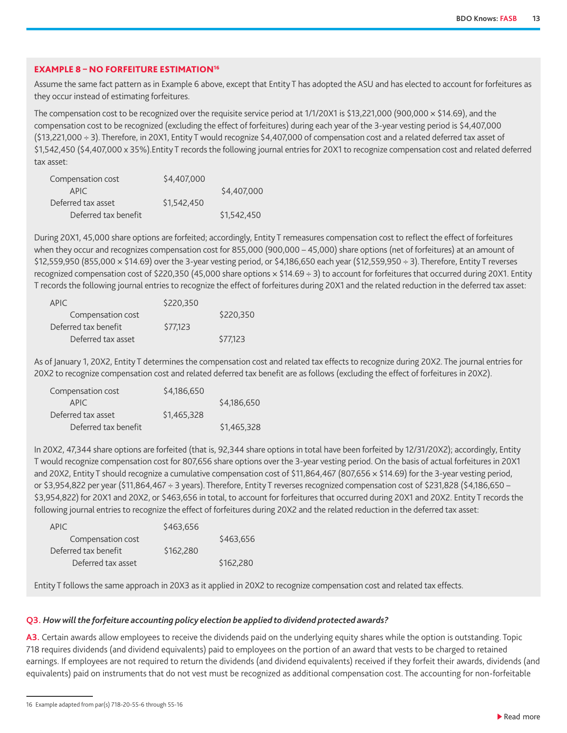### EXAMPLE 8 – NO FORFEITURE ESTIMATION[16]

Assume the same fact pattern as in Example 6 above, except that Entity T has adopted the ASU and has elected to account for forfeitures as they occur instead of estimating forfeitures.

The compensation cost to be recognized over the requisite service period at 1/1/20X1 is $13,221,000 (900,000 × $14.69), and the compensation cost to be recognized (excluding the effect of forfeitures) during each year of the 3-year vesting period is $4,407,000 ($13,221,000 ÷ 3). Therefore, in 20X1, Entity T would recognize $4,407,000 of compensation cost and a related deferred tax asset of $1,542,450 ($4,407,000 x 35%).Entity T records the following journal entries for 20X1 to recognize compensation cost and related deferred tax asset:

| Account | Debit | Credit |
|---|---|---|
| Compensation cost | $4,407,000 | |
| APIC | | $4,407,000 |
| Deferred tax asset | $1,542,450 | |
| Deferred tax benefit | | $1,542,450 |

During 20X1, 45,000 share options are forfeited; accordingly, Entity T remeasures compensation cost to reflect the effect of forfeitures when they occur and recognizes compensation cost for 855,000 (900,000 – 45,000) share options (net of forfeitures) at an amount of $12,559,950 (855,000 × $14.69) over the 3-year vesting period, or $4,186,650 each year ($12,559,950 ÷ 3). Therefore, Entity T reverses recognized compensation cost of $220,350 (45,000 share options × $14.69 ÷ 3) to account for forfeitures that occurred during 20X1. Entity T records the following journal entries to recognize the effect of forfeitures during 20X1 and the related reduction in the deferred tax asset:

| Account | Debit | Credit |
|---|---|---|
| APIC | $220,350 | |
| Compensation cost | | $220,350 |
| Deferred tax benefit | $77,123 | |
| Deferred tax asset | | $77,123 |

As of January 1, 20X2, Entity T determines the compensation cost and related tax effects to recognize during 20X2. The journal entries for 20X2 to recognize compensation cost and related deferred tax benefit are as follows (excluding the effect of forfeitures in 20X2).

| Account | Debit | Credit |
|---|---|---|
| Compensation cost | $4,186,650 | |
| APIC | | $4,186,650 |
| Deferred tax asset | $1,465,328 | |
| Deferred tax benefit | | $1,465,328 |

In 20X2, 47,344 share options are forfeited (that is, 92,344 share options in total have been forfeited by 12/31/20X2); accordingly, Entity T would recognize compensation cost for 807,656 share options over the 3-year vesting period. On the basis of actual forfeitures in 20X1 and 20X2, Entity T should recognize a cumulative compensation cost of $11,864,467 (807,656 × $14.69) for the 3-year vesting period, or $3,954,822 per year ($11,864,467 ÷ 3 years). Therefore, Entity T reverses recognized compensation cost of $231,828 ($4,186,650 – $3,954,822) for 20X1 and 20X2, or $463,656 in total, to account for forfeitures that occurred during 20X1 and 20X2. Entity T records the following journal entries to recognize the effect of forfeitures during 20X2 and the related reduction in the deferred tax asset:

| Account | Debit | Credit |
|---|---|---|
| APIC | $463,656 | |
| Compensation cost | | $463,656 |
| Deferred tax benefit | $162,280 | |
| Deferred tax asset | | $162,280 |

Entity T follows the same approach in 20X3 as it applied in 20X2 to recognize compensation cost and related tax effects.

**Q3.** ***How will the forfeiture accounting policy election be applied to dividend protected awards?***

**A3.** Certain awards allow employees to receive the dividends paid on the underlying equity shares while the option is outstanding. Topic 718 requires dividends (and dividend equivalents) paid to employees on the portion of an award that vests to be charged to retained earnings. If employees are not required to return the dividends (and dividend equivalents) received if they forfeit their awards, dividends (and equivalents) paid on instruments that do not vest must be recognized as additional compensation cost. The accounting for non-forfeitable

---

16 Example adapted from par(s) 718-20-55-6 through 55-16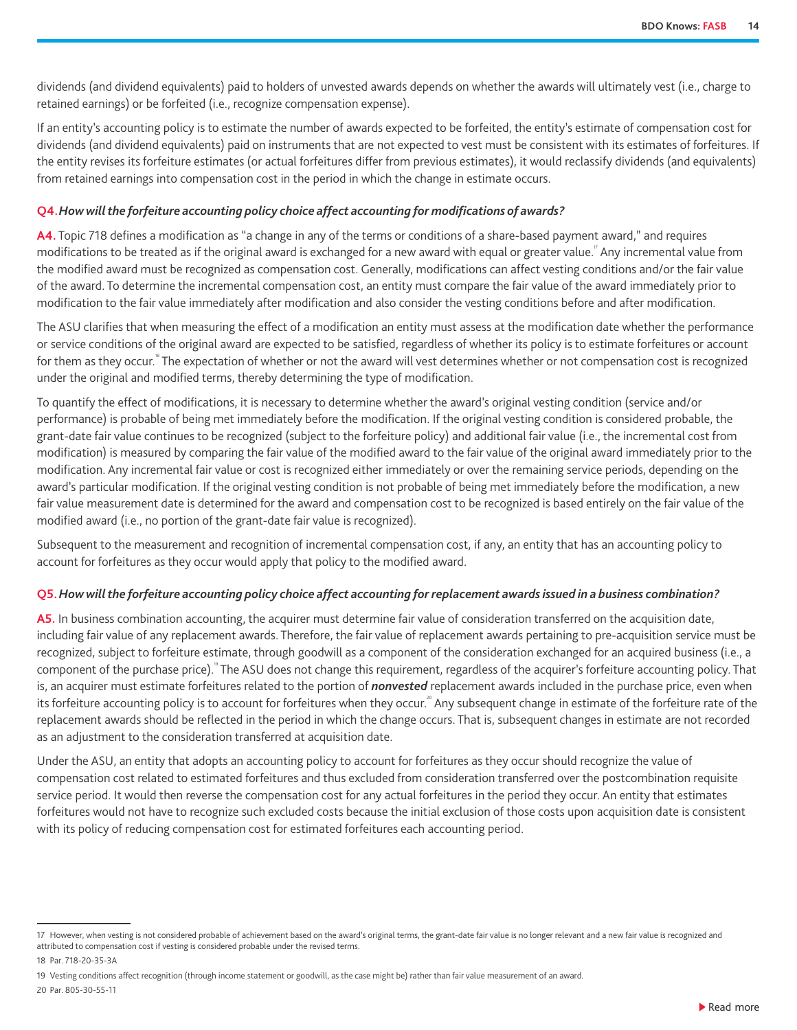dividends (and dividend equivalents) paid to holders of unvested awards depends on whether the awards will ultimately vest (i.e., charge to retained earnings) or be forfeited (i.e., recognize compensation expense).

If an entity's accounting policy is to estimate the number of awards expected to be forfeited, the entity's estimate of compensation cost for dividends (and dividend equivalents) paid on instruments that are not expected to vest must be consistent with its estimates of forfeitures. If the entity revises its forfeiture estimates (or actual forfeitures differ from previous estimates), it would reclassify dividends (and equivalents) from retained earnings into compensation cost in the period in which the change in estimate occurs.

### Q4. *How will the forfeiture accounting policy choice affect accounting for modifications of awards?*

**A4.** Topic 718 defines a modification as "a change in any of the terms or conditions of a share-based payment award," and requires modifications to be treated as if the original award is exchanged for a new award with equal or greater value.[17] Any incremental value from the modified award must be recognized as compensation cost. Generally, modifications can affect vesting conditions and/or the fair value of the award. To determine the incremental compensation cost, an entity must compare the fair value of the award immediately prior to modification to the fair value immediately after modification and also consider the vesting conditions before and after modification.

The ASU clarifies that when measuring the effect of a modification an entity must assess at the modification date whether the performance or service conditions of the original award are expected to be satisfied, regardless of whether its policy is to estimate forfeitures or account for them as they occur.[18] The expectation of whether or not the award will vest determines whether or not compensation cost is recognized under the original and modified terms, thereby determining the type of modification.

To quantify the effect of modifications, it is necessary to determine whether the award's original vesting condition (service and/or performance) is probable of being met immediately before the modification. If the original vesting condition is considered probable, the grant-date fair value continues to be recognized (subject to the forfeiture policy) and additional fair value (i.e., the incremental cost from modification) is measured by comparing the fair value of the modified award to the fair value of the original award immediately prior to the modification. Any incremental fair value or cost is recognized either immediately or over the remaining service periods, depending on the award's particular modification. If the original vesting condition is not probable of being met immediately before the modification, a new fair value measurement date is determined for the award and compensation cost to be recognized is based entirely on the fair value of the modified award (i.e., no portion of the grant-date fair value is recognized).

Subsequent to the measurement and recognition of incremental compensation cost, if any, an entity that has an accounting policy to account for forfeitures as they occur would apply that policy to the modified award.

### Q5. *How will the forfeiture accounting policy choice affect accounting for replacement awards issued in a business combination?*

**A5.** In business combination accounting, the acquirer must determine fair value of consideration transferred on the acquisition date, including fair value of any replacement awards. Therefore, the fair value of replacement awards pertaining to pre-acquisition service must be recognized, subject to forfeiture estimate, through goodwill as a component of the consideration exchanged for an acquired business (i.e., a component of the purchase price).[19] The ASU does not change this requirement, regardless of the acquirer's forfeiture accounting policy. That is, an acquirer must estimate forfeitures related to the portion of ***nonvested*** replacement awards included in the purchase price, even when its forfeiture accounting policy is to account for forfeitures when they occur.[20] Any subsequent change in estimate of the forfeiture rate of the replacement awards should be reflected in the period in which the change occurs. That is, subsequent changes in estimate are not recorded as an adjustment to the consideration transferred at acquisition date.

Under the ASU, an entity that adopts an accounting policy to account for forfeitures as they occur should recognize the value of compensation cost related to estimated forfeitures and thus excluded from consideration transferred over the postcombination requisite service period. It would then reverse the compensation cost for any actual forfeitures in the period they occur. An entity that estimates forfeitures would not have to recognize such excluded costs because the initial exclusion of those costs upon acquisition date is consistent with its policy of reducing compensation cost for estimated forfeitures each accounting period.

---

17 However, when vesting is not considered probable of achievement based on the award's original terms, the grant-date fair value is no longer relevant and a new fair value is recognized and attributed to compensation cost if vesting is considered probable under the revised terms.

18 Par. 718-20-35-3A

19 Vesting conditions affect recognition (through income statement or goodwill, as the case might be) rather than fair value measurement of an award.

20 Par. 805-30-55-11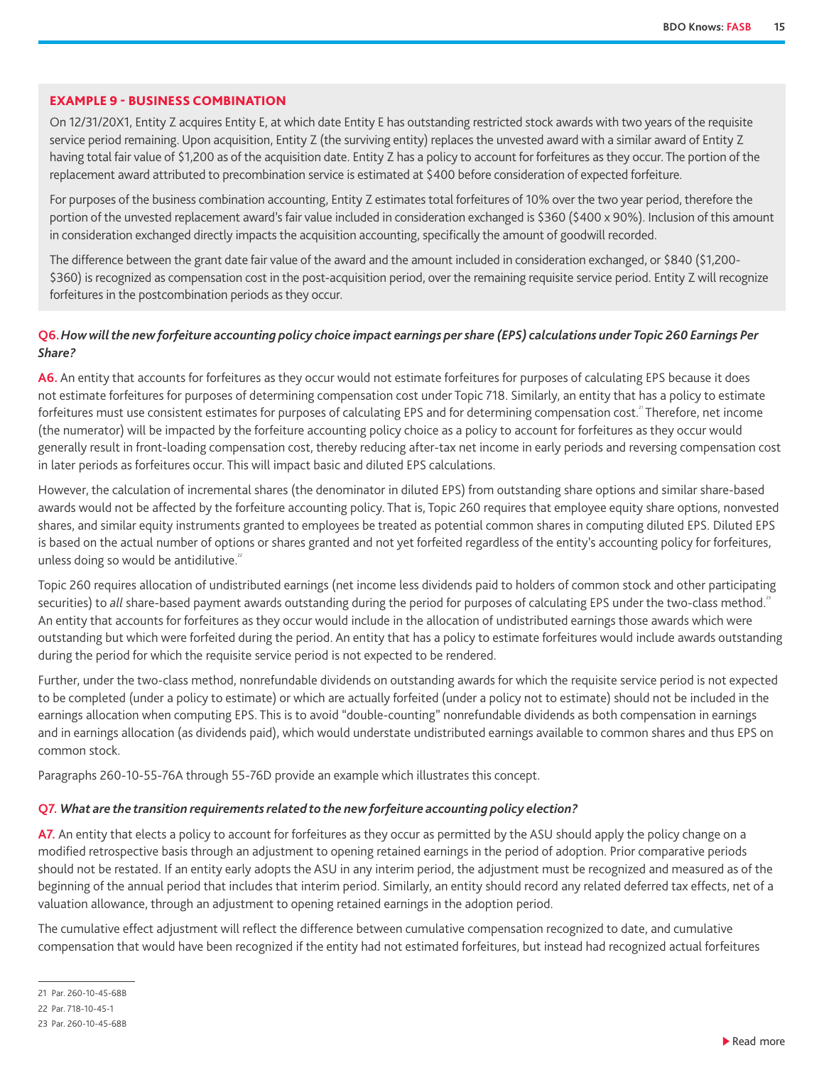### EXAMPLE 9 - BUSINESS COMBINATION

On 12/31/20X1, Entity Z acquires Entity E, at which date Entity E has outstanding restricted stock awards with two years of the requisite service period remaining. Upon acquisition, Entity Z (the surviving entity) replaces the unvested award with a similar award of Entity Z having total fair value of $1,200 as of the acquisition date. Entity Z has a policy to account for forfeitures as they occur. The portion of the replacement award attributed to precombination service is estimated at $400 before consideration of expected forfeiture.

For purposes of the business combination accounting, Entity Z estimates total forfeitures of 10% over the two year period, therefore the portion of the unvested replacement award's fair value included in consideration exchanged is $360 ($400 x 90%). Inclusion of this amount in consideration exchanged directly impacts the acquisition accounting, specifically the amount of goodwill recorded.

The difference between the grant date fair value of the award and the amount included in consideration exchanged, or $840 ($1,200-$360) is recognized as compensation cost in the post-acquisition period, over the remaining requisite service period. Entity Z will recognize forfeitures in the postcombination periods as they occur.

**Q6.** ***How will the new forfeiture accounting policy choice impact earnings per share (EPS) calculations under Topic 260 Earnings Per Share?***

**A6.** An entity that accounts for forfeitures as they occur would not estimate forfeitures for purposes of calculating EPS because it does not estimate forfeitures for purposes of determining compensation cost under Topic 718. Similarly, an entity that has a policy to estimate forfeitures must use consistent estimates for purposes of calculating EPS and for determining compensation cost.[21] Therefore, net income (the numerator) will be impacted by the forfeiture accounting policy choice as a policy to account for forfeitures as they occur would generally result in front-loading compensation cost, thereby reducing after-tax net income in early periods and reversing compensation cost in later periods as forfeitures occur. This will impact basic and diluted EPS calculations.

However, the calculation of incremental shares (the denominator in diluted EPS) from outstanding share options and similar share-based awards would not be affected by the forfeiture accounting policy. That is, Topic 260 requires that employee equity share options, nonvested shares, and similar equity instruments granted to employees be treated as potential common shares in computing diluted EPS. Diluted EPS is based on the actual number of options or shares granted and not yet forfeited regardless of the entity's accounting policy for forfeitures, unless doing so would be antidilutive.[22]

Topic 260 requires allocation of undistributed earnings (net income less dividends paid to holders of common stock and other participating securities) to *all* share-based payment awards outstanding during the period for purposes of calculating EPS under the two-class method.[23] An entity that accounts for forfeitures as they occur would include in the allocation of undistributed earnings those awards which were outstanding but which were forfeited during the period. An entity that has a policy to estimate forfeitures would include awards outstanding during the period for which the requisite service period is not expected to be rendered.

Further, under the two-class method, nonrefundable dividends on outstanding awards for which the requisite service period is not expected to be completed (under a policy to estimate) or which are actually forfeited (under a policy not to estimate) should not be included in the earnings allocation when computing EPS. This is to avoid "double-counting" nonrefundable dividends as both compensation in earnings and in earnings allocation (as dividends paid), which would understate undistributed earnings available to common shares and thus EPS on common stock.

Paragraphs 260-10-55-76A through 55-76D provide an example which illustrates this concept.

**Q7.** ***What are the transition requirements related to the new forfeiture accounting policy election?***

**A7.** An entity that elects a policy to account for forfeitures as they occur as permitted by the ASU should apply the policy change on a modified retrospective basis through an adjustment to opening retained earnings in the period of adoption. Prior comparative periods should not be restated. If an entity early adopts the ASU in any interim period, the adjustment must be recognized and measured as of the beginning of the annual period that includes that interim period. Similarly, an entity should record any related deferred tax effects, net of a valuation allowance, through an adjustment to opening retained earnings in the adoption period.

The cumulative effect adjustment will reflect the difference between cumulative compensation recognized to date, and cumulative compensation that would have been recognized if the entity had not estimated forfeitures, but instead had recognized actual forfeitures

21 Par. 260-10-45-68B

22 Par. 718-10-45-1

23 Par. 260-10-45-68B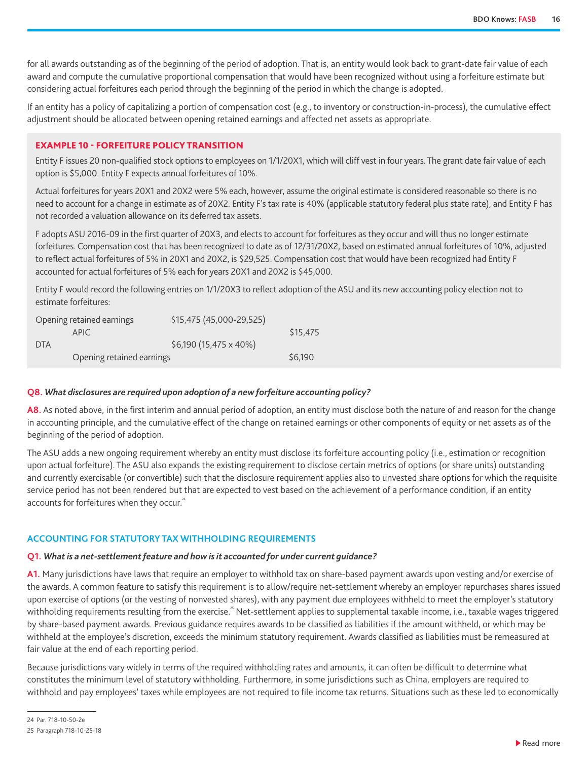for all awards outstanding as of the beginning of the period of adoption. That is, an entity would look back to grant-date fair value of each award and compute the cumulative proportional compensation that would have been recognized without using a forfeiture estimate but considering actual forfeitures each period through the beginning of the period in which the change is adopted.

If an entity has a policy of capitalizing a portion of compensation cost (e.g., to inventory or construction-in-process), the cumulative effect adjustment should be allocated between opening retained earnings and affected net assets as appropriate.

### EXAMPLE 10 - FORFEITURE POLICY TRANSITION

Entity F issues 20 non-qualified stock options to employees on 1/1/20X1, which will cliff vest in four years. The grant date fair value of each option is $5,000. Entity F expects annual forfeitures of 10%.

Actual forfeitures for years 20X1 and 20X2 were 5% each, however, assume the original estimate is considered reasonable so there is no need to account for a change in estimate as of 20X2. Entity F's tax rate is 40% (applicable statutory federal plus state rate), and Entity F has not recorded a valuation allowance on its deferred tax assets.

F adopts ASU 2016-09 in the first quarter of 20X3, and elects to account for forfeitures as they occur and will thus no longer estimate forfeitures. Compensation cost that has been recognized to date as of 12/31/20X2, based on estimated annual forfeitures of 10%, adjusted to reflect actual forfeitures of 5% in 20X1 and 20X2, is $29,525. Compensation cost that would have been recognized had Entity F accounted for actual forfeitures of 5% each for years 20X1 and 20X2 is $45,000.

Entity F would record the following entries on 1/1/20X3 to reflect adoption of the ASU and its new accounting policy election not to estimate forfeitures:

| | Debit | Credit |
|---|---|---|
| Opening retained earnings | $15,475 (45,000-29,525) | |
| APIC | | $15,475 |
| DTA | $6,190 (15,475 x 40%) | |
| Opening retained earnings | | $6,190 |

**Q8.** ***What disclosures are required upon adoption of a new forfeiture accounting policy?***

**A8.** As noted above, in the first interim and annual period of adoption, an entity must disclose both the nature of and reason for the change in accounting principle, and the cumulative effect of the change on retained earnings or other components of equity or net assets as of the beginning of the period of adoption.

The ASU adds a new ongoing requirement whereby an entity must disclose its forfeiture accounting policy (i.e., estimation or recognition upon actual forfeiture). The ASU also expands the existing requirement to disclose certain metrics of options (or share units) outstanding and currently exercisable (or convertible) such that the disclosure requirement applies also to unvested share options for which the requisite service period has not been rendered but that are expected to vest based on the achievement of a performance condition, if an entity accounts for forfeitures when they occur.[24]

## ACCOUNTING FOR STATUTORY TAX WITHHOLDING REQUIREMENTS

**Q1.** ***What is a net-settlement feature and how is it accounted for under current guidance?***

**A1.** Many jurisdictions have laws that require an employer to withhold tax on share-based payment awards upon vesting and/or exercise of the awards. A common feature to satisfy this requirement is to allow/require net-settlement whereby an employer repurchases shares issued upon exercise of options (or the vesting of nonvested shares), with any payment due employees withheld to meet the employer's statutory withholding requirements resulting from the exercise.[25] Net-settlement applies to supplemental taxable income, i.e., taxable wages triggered by share-based payment awards. Previous guidance requires awards to be classified as liabilities if the amount withheld, or which may be withheld at the employee's discretion, exceeds the minimum statutory requirement. Awards classified as liabilities must be remeasured at fair value at the end of each reporting period.

Because jurisdictions vary widely in terms of the required withholding rates and amounts, it can often be difficult to determine what constitutes the minimum level of statutory withholding. Furthermore, in some jurisdictions such as China, employers are required to withhold and pay employees' taxes while employees are not required to file income tax returns. Situations such as these led to economically

---

24 Par. 718-10-50-2e

25 Paragraph 718-10-25-18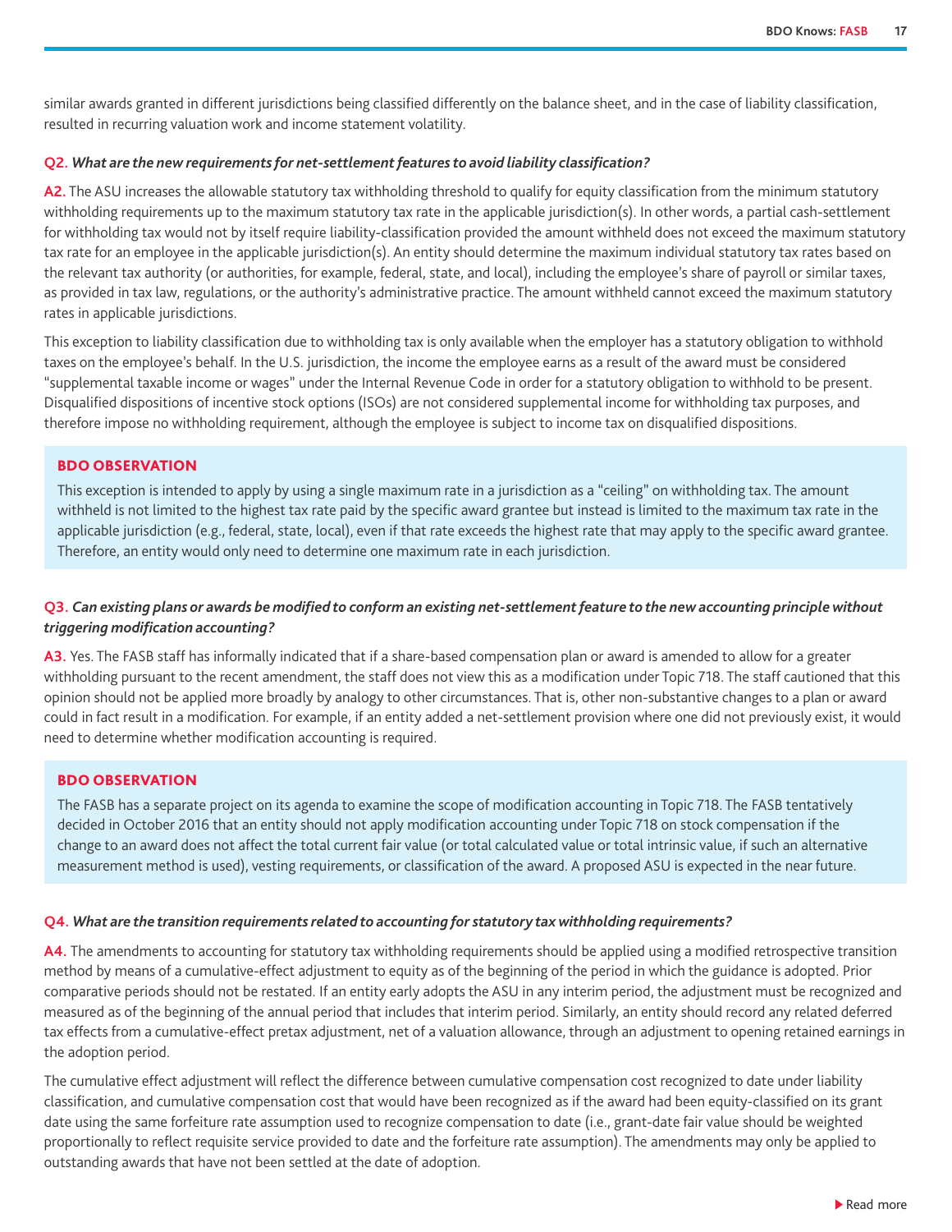similar awards granted in different jurisdictions being classified differently on the balance sheet, and in the case of liability classification, resulted in recurring valuation work and income statement volatility.

**Q2.** ***What are the new requirements for net-settlement features to avoid liability classification?***

**A2.** The ASU increases the allowable statutory tax withholding threshold to qualify for equity classification from the minimum statutory withholding requirements up to the maximum statutory tax rate in the applicable jurisdiction(s). In other words, a partial cash-settlement for withholding tax would not by itself require liability-classification provided the amount withheld does not exceed the maximum statutory tax rate for an employee in the applicable jurisdiction(s). An entity should determine the maximum individual statutory tax rates based on the relevant tax authority (or authorities, for example, federal, state, and local), including the employee's share of payroll or similar taxes, as provided in tax law, regulations, or the authority's administrative practice. The amount withheld cannot exceed the maximum statutory rates in applicable jurisdictions.

This exception to liability classification due to withholding tax is only available when the employer has a statutory obligation to withhold taxes on the employee's behalf. In the U.S. jurisdiction, the income the employee earns as a result of the award must be considered "supplemental taxable income or wages" under the Internal Revenue Code in order for a statutory obligation to withhold to be present. Disqualified dispositions of incentive stock options (ISOs) are not considered supplemental income for withholding tax purposes, and therefore impose no withholding requirement, although the employee is subject to income tax on disqualified dispositions.

> **BDO OBSERVATION**
>
> This exception is intended to apply by using a single maximum rate in a jurisdiction as a "ceiling" on withholding tax. The amount withheld is not limited to the highest tax rate paid by the specific award grantee but instead is limited to the maximum tax rate in the applicable jurisdiction (e.g., federal, state, local), even if that rate exceeds the highest rate that may apply to the specific award grantee. Therefore, an entity would only need to determine one maximum rate in each jurisdiction.

**Q3.** ***Can existing plans or awards be modified to conform an existing net-settlement feature to the new accounting principle without triggering modification accounting?***

**A3.** Yes. The FASB staff has informally indicated that if a share-based compensation plan or award is amended to allow for a greater withholding pursuant to the recent amendment, the staff does not view this as a modification under Topic 718. The staff cautioned that this opinion should not be applied more broadly by analogy to other circumstances. That is, other non-substantive changes to a plan or award could in fact result in a modification. For example, if an entity added a net-settlement provision where one did not previously exist, it would need to determine whether modification accounting is required.

> **BDO OBSERVATION**
>
> The FASB has a separate project on its agenda to examine the scope of modification accounting in Topic 718. The FASB tentatively decided in October 2016 that an entity should not apply modification accounting under Topic 718 on stock compensation if the change to an award does not affect the total current fair value (or total calculated value or total intrinsic value, if such an alternative measurement method is used), vesting requirements, or classification of the award. A proposed ASU is expected in the near future.

**Q4.** ***What are the transition requirements related to accounting for statutory tax withholding requirements?***

**A4.** The amendments to accounting for statutory tax withholding requirements should be applied using a modified retrospective transition method by means of a cumulative-effect adjustment to equity as of the beginning of the period in which the guidance is adopted. Prior comparative periods should not be restated. If an entity early adopts the ASU in any interim period, the adjustment must be recognized and measured as of the beginning of the annual period that includes that interim period. Similarly, an entity should record any related deferred tax effects from a cumulative-effect pretax adjustment, net of a valuation allowance, through an adjustment to opening retained earnings in the adoption period.

The cumulative effect adjustment will reflect the difference between cumulative compensation cost recognized to date under liability classification, and cumulative compensation cost that would have been recognized as if the award had been equity-classified on its grant date using the same forfeiture rate assumption used to recognize compensation to date (i.e., grant-date fair value should be weighted proportionally to reflect requisite service provided to date and the forfeiture rate assumption). The amendments may only be applied to outstanding awards that have not been settled at the date of adoption.

Read more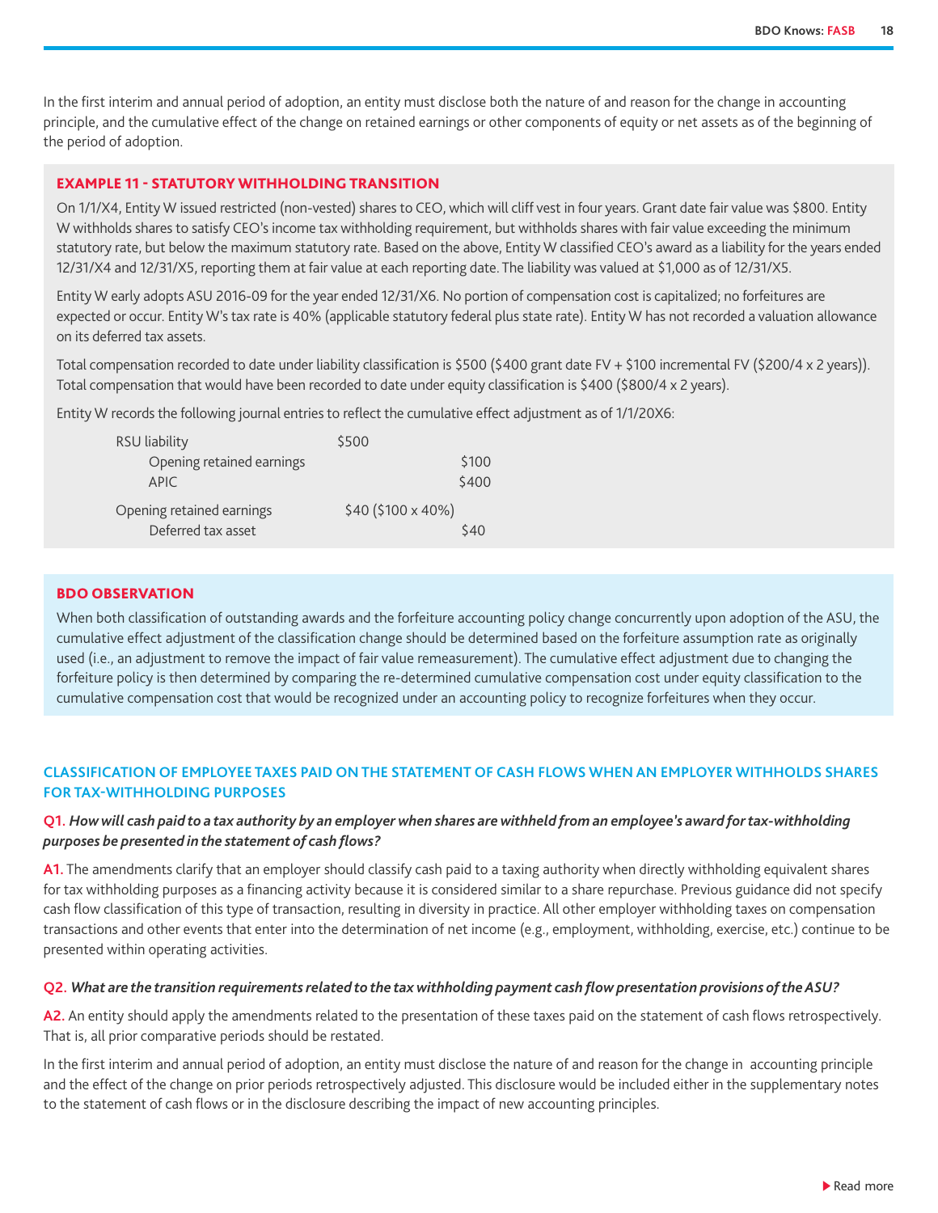In the first interim and annual period of adoption, an entity must disclose both the nature of and reason for the change in accounting principle, and the cumulative effect of the change on retained earnings or other components of equity or net assets as of the beginning of the period of adoption.

### EXAMPLE 11 - STATUTORY WITHHOLDING TRANSITION

On 1/1/X4, Entity W issued restricted (non-vested) shares to CEO, which will cliff vest in four years. Grant date fair value was $800. Entity W withholds shares to satisfy CEO's income tax withholding requirement, but withholds shares with fair value exceeding the minimum statutory rate, but below the maximum statutory rate. Based on the above, Entity W classified CEO's award as a liability for the years ended 12/31/X4 and 12/31/X5, reporting them at fair value at each reporting date. The liability was valued at $1,000 as of 12/31/X5.

Entity W early adopts ASU 2016-09 for the year ended 12/31/X6. No portion of compensation cost is capitalized; no forfeitures are expected or occur. Entity W's tax rate is 40% (applicable statutory federal plus state rate). Entity W has not recorded a valuation allowance on its deferred tax assets.

Total compensation recorded to date under liability classification is $500 ($400 grant date FV + $100 incremental FV ($200/4 x 2 years)). Total compensation that would have been recorded to date under equity classification is $400 ($800/4 x 2 years).

Entity W records the following journal entries to reflect the cumulative effect adjustment as of 1/1/20X6:

| | Debit | Credit |
|---|---|---|
| RSU liability | $500 | |
| Opening retained earnings | | $100 |
| APIC | | $400 |
| Opening retained earnings | $40 ($100 x 40%) | |
| Deferred tax asset | | $40 |

### BDO OBSERVATION

When both classification of outstanding awards and the forfeiture accounting policy change concurrently upon adoption of the ASU, the cumulative effect adjustment of the classification change should be determined based on the forfeiture assumption rate as originally used (i.e., an adjustment to remove the impact of fair value remeasurement). The cumulative effect adjustment due to changing the forfeiture policy is then determined by comparing the re-determined cumulative compensation cost under equity classification to the cumulative compensation cost that would be recognized under an accounting policy to recognize forfeitures when they occur.

## CLASSIFICATION OF EMPLOYEE TAXES PAID ON THE STATEMENT OF CASH FLOWS WHEN AN EMPLOYER WITHHOLDS SHARES FOR TAX-WITHHOLDING PURPOSES

**Q1.** ***How will cash paid to a tax authority by an employer when shares are withheld from an employee's award for tax-withholding purposes be presented in the statement of cash flows?***

**A1.** The amendments clarify that an employer should classify cash paid to a taxing authority when directly withholding equivalent shares for tax withholding purposes as a financing activity because it is considered similar to a share repurchase. Previous guidance did not specify cash flow classification of this type of transaction, resulting in diversity in practice. All other employer withholding taxes on compensation transactions and other events that enter into the determination of net income (e.g., employment, withholding, exercise, etc.) continue to be presented within operating activities.

**Q2.** ***What are the transition requirements related to the tax withholding payment cash flow presentation provisions of the ASU?***

**A2.** An entity should apply the amendments related to the presentation of these taxes paid on the statement of cash flows retrospectively. That is, all prior comparative periods should be restated.

In the first interim and annual period of adoption, an entity must disclose the nature of and reason for the change in accounting principle and the effect of the change on prior periods retrospectively adjusted. This disclosure would be included either in the supplementary notes to the statement of cash flows or in the disclosure describing the impact of new accounting principles.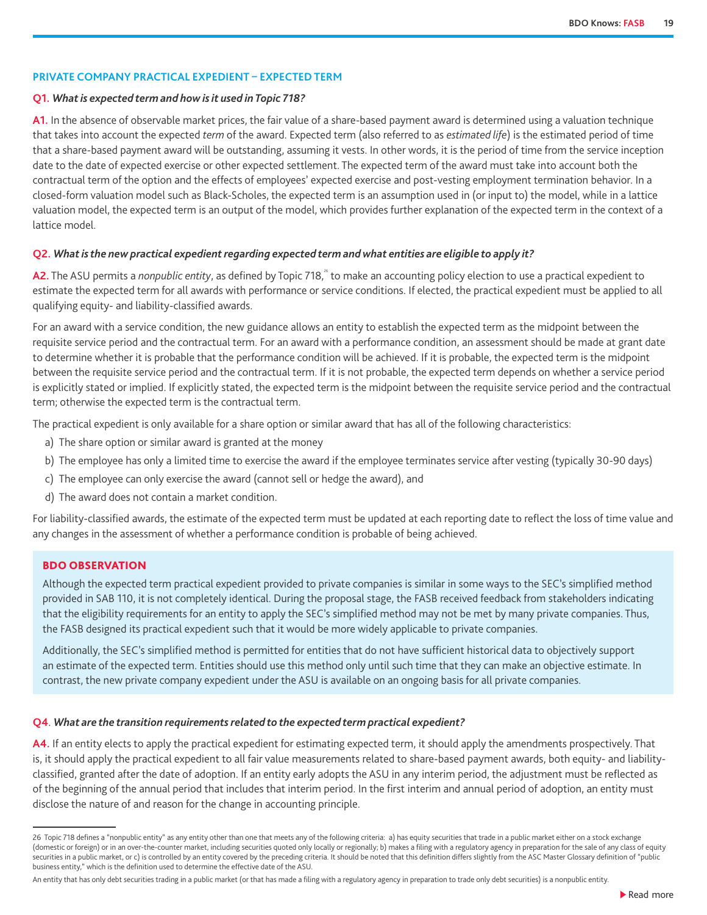## PRIVATE COMPANY PRACTICAL EXPEDIENT – EXPECTED TERM

**Q1.** ***What is expected term and how is it used in Topic 718?***

**A1.** In the absence of observable market prices, the fair value of a share-based payment award is determined using a valuation technique that takes into account the expected *term* of the award. Expected term (also referred to as *estimated life*) is the estimated period of time that a share-based payment award will be outstanding, assuming it vests. In other words, it is the period of time from the service inception date to the date of expected exercise or other expected settlement. The expected term of the award must take into account both the contractual term of the option and the effects of employees' expected exercise and post-vesting employment termination behavior. In a closed-form valuation model such as Black-Scholes, the expected term is an assumption used in (or input to) the model, while in a lattice valuation model, the expected term is an output of the model, which provides further explanation of the expected term in the context of a lattice model.

**Q2.** ***What is the new practical expedient regarding expected term and what entities are eligible to apply it?***

**A2.** The ASU permits a *nonpublic entity*, as defined by Topic 718,[26] to make an accounting policy election to use a practical expedient to estimate the expected term for all awards with performance or service conditions. If elected, the practical expedient must be applied to all qualifying equity- and liability-classified awards.

For an award with a service condition, the new guidance allows an entity to establish the expected term as the midpoint between the requisite service period and the contractual term. For an award with a performance condition, an assessment should be made at grant date to determine whether it is probable that the performance condition will be achieved. If it is probable, the expected term is the midpoint between the requisite service period and the contractual term. If it is not probable, the expected term depends on whether a service period is explicitly stated or implied. If explicitly stated, the expected term is the midpoint between the requisite service period and the contractual term; otherwise the expected term is the contractual term.

The practical expedient is only available for a share option or similar award that has all of the following characteristics:

a) The share option or similar award is granted at the money
b) The employee has only a limited time to exercise the award if the employee terminates service after vesting (typically 30-90 days)
c) The employee can only exercise the award (cannot sell or hedge the award), and
d) The award does not contain a market condition.

For liability-classified awards, the estimate of the expected term must be updated at each reporting date to reflect the loss of time value and any changes in the assessment of whether a performance condition is probable of being achieved.

> **BDO OBSERVATION**
>
> Although the expected term practical expedient provided to private companies is similar in some ways to the SEC's simplified method provided in SAB 110, it is not completely identical. During the proposal stage, the FASB received feedback from stakeholders indicating that the eligibility requirements for an entity to apply the SEC's simplified method may not be met by many private companies. Thus, the FASB designed its practical expedient such that it would be more widely applicable to private companies.
>
> Additionally, the SEC's simplified method is permitted for entities that do not have sufficient historical data to objectively support an estimate of the expected term. Entities should use this method only until such time that they can make an objective estimate. In contrast, the new private company expedient under the ASU is available on an ongoing basis for all private companies.

**Q4**. ***What are the transition requirements related to the expected term practical expedient?***

**A4.** If an entity elects to apply the practical expedient for estimating expected term, it should apply the amendments prospectively. That is, it should apply the practical expedient to all fair value measurements related to share-based payment awards, both equity- and liability-classified, granted after the date of adoption. If an entity early adopts the ASU in any interim period, the adjustment must be reflected as of the beginning of the annual period that includes that interim period. In the first interim and annual period of adoption, an entity must disclose the nature of and reason for the change in accounting principle.

---

26 Topic 718 defines a "nonpublic entity" as any entity other than one that meets any of the following criteria: a) has equity securities that trade in a public market either on a stock exchange (domestic or foreign) or in an over-the-counter market, including securities quoted only locally or regionally; b) makes a filing with a regulatory agency in preparation for the sale of any class of equity securities in a public market, or c) is controlled by an entity covered by the preceding criteria. It should be noted that this definition differs slightly from the ASC Master Glossary definition of "public business entity," which is the definition used to determine the effective date of the ASU.

An entity that has only debt securities trading in a public market (or that has made a filing with a regulatory agency in preparation to trade only debt securities) is a nonpublic entity.

▶ Read more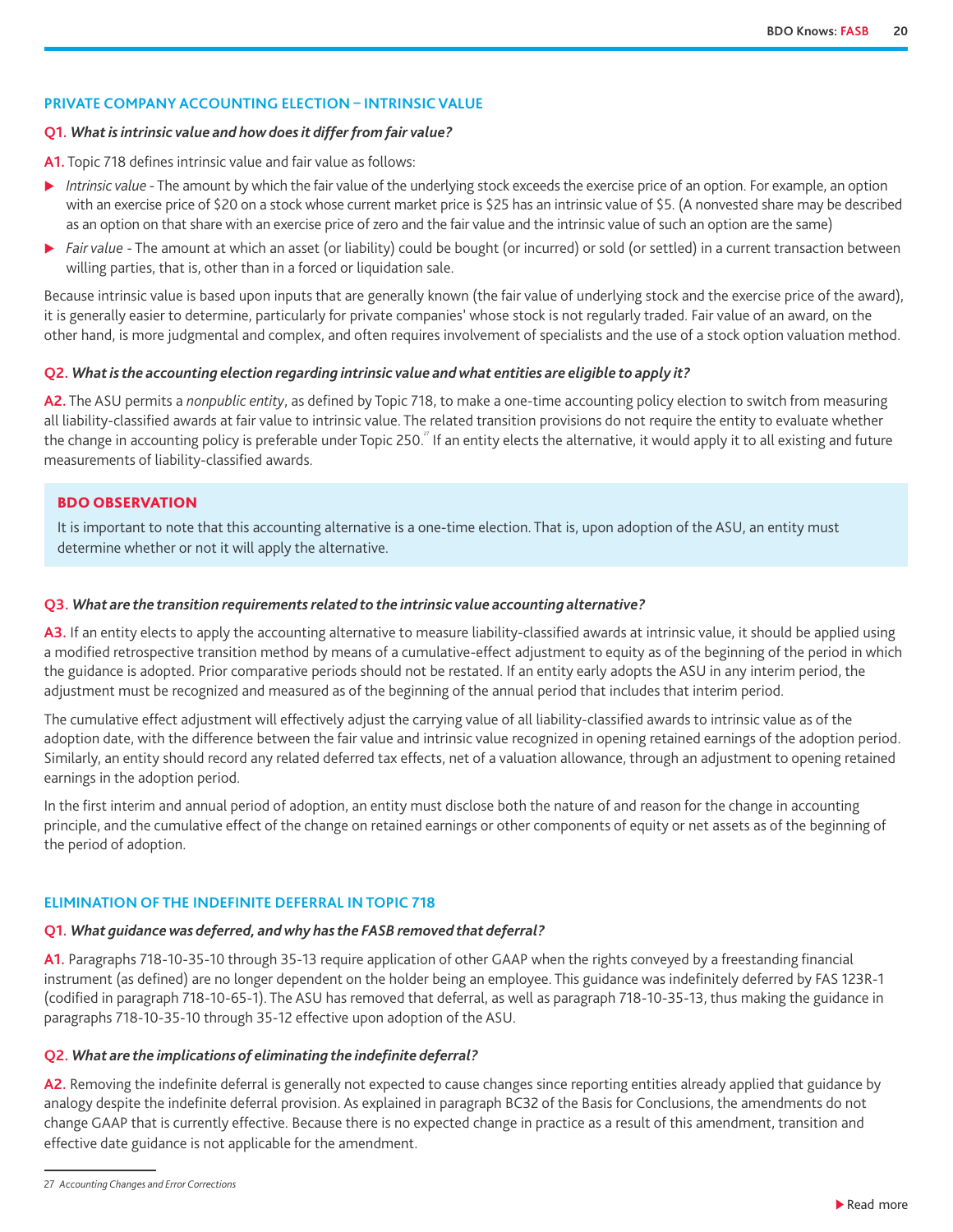## PRIVATE COMPANY ACCOUNTING ELECTION – INTRINSIC VALUE

**Q1.** ***What is intrinsic value and how does it differ from fair value?***

**A1.** Topic 718 defines intrinsic value and fair value as follows:

- *Intrinsic value* - The amount by which the fair value of the underlying stock exceeds the exercise price of an option. For example, an option with an exercise price of $20 on a stock whose current market price is $25 has an intrinsic value of $5. (A nonvested share may be described as an option on that share with an exercise price of zero and the fair value and the intrinsic value of such an option are the same)
- *Fair value* - The amount at which an asset (or liability) could be bought (or incurred) or sold (or settled) in a current transaction between willing parties, that is, other than in a forced or liquidation sale.

Because intrinsic value is based upon inputs that are generally known (the fair value of underlying stock and the exercise price of the award), it is generally easier to determine, particularly for private companies' whose stock is not regularly traded. Fair value of an award, on the other hand, is more judgmental and complex, and often requires involvement of specialists and the use of a stock option valuation method.

**Q2.** ***What is the accounting election regarding intrinsic value and what entities are eligible to apply it?***

**A2.** The ASU permits a *nonpublic entity*, as defined by Topic 718, to make a one-time accounting policy election to switch from measuring all liability-classified awards at fair value to intrinsic value. The related transition provisions do not require the entity to evaluate whether the change in accounting policy is preferable under Topic 250.[27] If an entity elects the alternative, it would apply it to all existing and future measurements of liability-classified awards.

> **BDO OBSERVATION**
>
> It is important to note that this accounting alternative is a one-time election. That is, upon adoption of the ASU, an entity must determine whether or not it will apply the alternative.

**Q3.** ***What are the transition requirements related to the intrinsic value accounting alternative?***

**A3.** If an entity elects to apply the accounting alternative to measure liability-classified awards at intrinsic value, it should be applied using a modified retrospective transition method by means of a cumulative-effect adjustment to equity as of the beginning of the period in which the guidance is adopted. Prior comparative periods should not be restated. If an entity early adopts the ASU in any interim period, the adjustment must be recognized and measured as of the beginning of the annual period that includes that interim period.

The cumulative effect adjustment will effectively adjust the carrying value of all liability-classified awards to intrinsic value as of the adoption date, with the difference between the fair value and intrinsic value recognized in opening retained earnings of the adoption period. Similarly, an entity should record any related deferred tax effects, net of a valuation allowance, through an adjustment to opening retained earnings in the adoption period.

In the first interim and annual period of adoption, an entity must disclose both the nature of and reason for the change in accounting principle, and the cumulative effect of the change on retained earnings or other components of equity or net assets as of the beginning of the period of adoption.

## ELIMINATION OF THE INDEFINITE DEFERRAL IN TOPIC 718

**Q1.** ***What guidance was deferred, and why has the FASB removed that deferral?***

**A1.** Paragraphs 718-10-35-10 through 35-13 require application of other GAAP when the rights conveyed by a freestanding financial instrument (as defined) are no longer dependent on the holder being an employee. This guidance was indefinitely deferred by FAS 123R-1 (codified in paragraph 718-10-65-1). The ASU has removed that deferral, as well as paragraph 718-10-35-13, thus making the guidance in paragraphs 718-10-35-10 through 35-12 effective upon adoption of the ASU.

**Q2.** ***What are the implications of eliminating the indefinite deferral?***

**A2.** Removing the indefinite deferral is generally not expected to cause changes since reporting entities already applied that guidance by analogy despite the indefinite deferral provision. As explained in paragraph BC32 of the Basis for Conclusions, the amendments do not change GAAP that is currently effective. Because there is no expected change in practice as a result of this amendment, transition and effective date guidance is not applicable for the amendment.

---

27 *Accounting Changes and Error Corrections*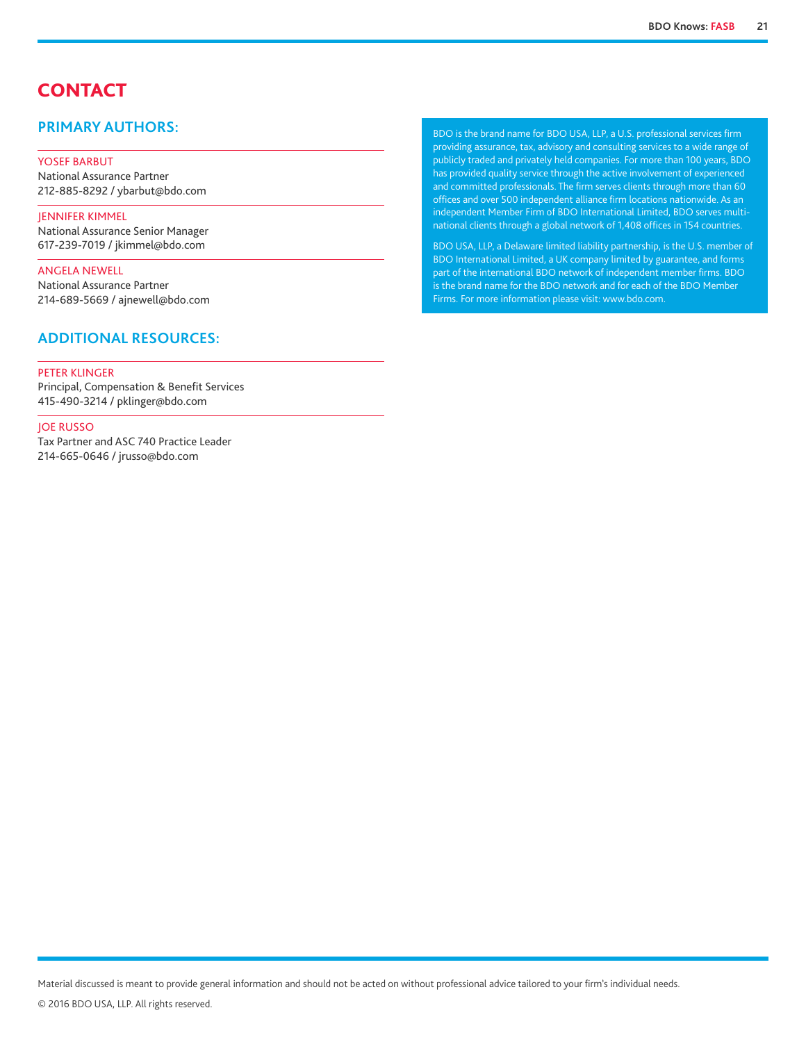# CONTACT

## PRIMARY AUTHORS:

YOSEF BARBUT
National Assurance Partner
212-885-8292 / ybarbut@bdo.com

JENNIFER KIMMEL
National Assurance Senior Manager
617-239-7019 / jkimmel@bdo.com

ANGELA NEWELL
National Assurance Partner
214-689-5669 / ajnewell@bdo.com

## ADDITIONAL RESOURCES:

PETER KLINGER
Principal, Compensation & Benefit Services
415-490-3214 / pklinger@bdo.com

JOE RUSSO
Tax Partner and ASC 740 Practice Leader
214-665-0646 / jrusso@bdo.com

BDO is the brand name for BDO USA, LLP, a U.S. professional services firm providing assurance, tax, advisory and consulting services to a wide range of publicly traded and privately held companies. For more than 100 years, BDO has provided quality service through the active involvement of experienced and committed professionals. The firm serves clients through more than 60 offices and over 500 independent alliance firm locations nationwide. As an independent Member Firm of BDO International Limited, BDO serves multi-national clients through a global network of 1,408 offices in 154 countries.

BDO USA, LLP, a Delaware limited liability partnership, is the U.S. member of BDO International Limited, a UK company limited by guarantee, and forms part of the international BDO network of independent member firms. BDO is the brand name for the BDO network and for each of the BDO Member Firms. For more information please visit: www.bdo.com.

Material discussed is meant to provide general information and should not be acted on without professional advice tailored to your firm's individual needs.

© 2016 BDO USA, LLP. All rights reserved.